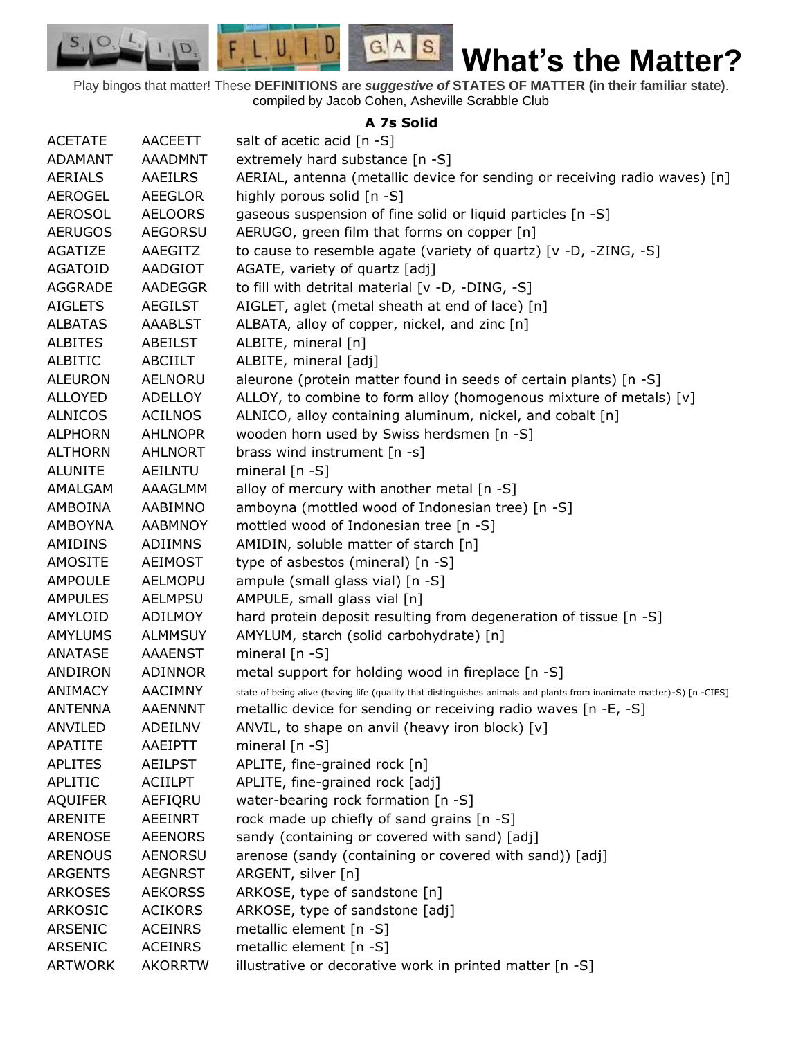# What's the Matter?

Play bingos that matter! These **DEFINITIONS are *suggestive of* STATES OF MATTER (in their familiar state)**. compiled by Jacob Cohen, Asheville Scrabble Club

### A 7s Solid

| | | |
|---|---|---|
| ACETATE | AACEETT | salt of acetic acid [n -S] |
| ADAMANT | AAADMNT | extremely hard substance [n -S] |
| AERIALS | AAEILRS | AERIAL, antenna (metallic device for sending or receiving radio waves) [n] |
| AEROGEL | AEEGLOR | highly porous solid [n -S] |
| AEROSOL | AELOORS | gaseous suspension of fine solid or liquid particles [n -S] |
| AERUGOS | AEGORSU | AERUGO, green film that forms on copper [n] |
| AGATIZE | AAEGITZ | to cause to resemble agate (variety of quartz) [v -D, -ZING, -S] |
| AGATOID | AADGIOT | AGATE, variety of quartz [adj] |
| AGGRADE | AADEGGR | to fill with detrital material [v -D, -DING, -S] |
| AIGLETS | AEGILST | AIGLET, aglet (metal sheath at end of lace) [n] |
| ALBATAS | AAABLST | ALBATA, alloy of copper, nickel, and zinc [n] |
| ALBITES | ABEILST | ALBITE, mineral [n] |
| ALBITIC | ABCIILT | ALBITE, mineral [adj] |
| ALEURON | AELNORU | aleurone (protein matter found in seeds of certain plants) [n -S] |
| ALLOYED | ADELLOY | ALLOY, to combine to form alloy (homogenous mixture of metals) [v] |
| ALNICOS | ACILNOS | ALNICO, alloy containing aluminum, nickel, and cobalt [n] |
| ALPHORN | AHLNOPR | wooden horn used by Swiss herdsmen [n -S] |
| ALTHORN | AHLNORT | brass wind instrument [n -s] |
| ALUNITE | AEILNTU | mineral [n -S] |
| AMALGAM | AAAGLMM | alloy of mercury with another metal [n -S] |
| AMBOINA | AABIMNO | amboyna (mottled wood of Indonesian tree) [n -S] |
| AMBOYNA | AABMNOY | mottled wood of Indonesian tree [n -S] |
| AMIDINS | ADIIMNS | AMIDIN, soluble matter of starch [n] |
| AMOSITE | AEIMOST | type of asbestos (mineral) [n -S] |
| AMPOULE | AELMOPU | ampule (small glass vial) [n -S] |
| AMPULES | AELMPSU | AMPULE, small glass vial [n] |
| AMYLOID | ADILMOY | hard protein deposit resulting from degeneration of tissue [n -S] |
| AMYLUMS | ALMMSUY | AMYLUM, starch (solid carbohydrate) [n] |
| ANATASE | AAAENST | mineral [n -S] |
| ANDIRON | ADINNOR | metal support for holding wood in fireplace [n -S] |
| ANIMACY | AACIMNY | state of being alive (having life (quality that distinguishes animals and plants from inanimate matter)-S) [n -CIES] |
| ANTENNA | AAENNNT | metallic device for sending or receiving radio waves [n -E, -S] |
| ANVILED | ADEILNV | ANVIL, to shape on anvil (heavy iron block) [v] |
| APATITE | AAEIPTT | mineral [n -S] |
| APLITES | AEILPST | APLITE, fine-grained rock [n] |
| APLITIC | ACIILPT | APLITE, fine-grained rock [adj] |
| AQUIFER | AEFIQRU | water-bearing rock formation [n -S] |
| ARENITE | AEEINRT | rock made up chiefly of sand grains [n -S] |
| ARENOSE | AEENORS | sandy (containing or covered with sand) [adj] |
| ARENOUS | AENORSU | arenose (sandy (containing or covered with sand)) [adj] |
| ARGENTS | AEGNRST | ARGENT, silver [n] |
| ARKOSES | AEKORSS | ARKOSE, type of sandstone [n] |
| ARKOSIC | ACIKORS | ARKOSE, type of sandstone [adj] |
| ARSENIC | ACEINRS | metallic element [n -S] |
| ARSENIC | ACEINRS | metallic element [n -S] |
| ARTWORK | AKORRTW | illustrative or decorative work in printed matter [n -S] |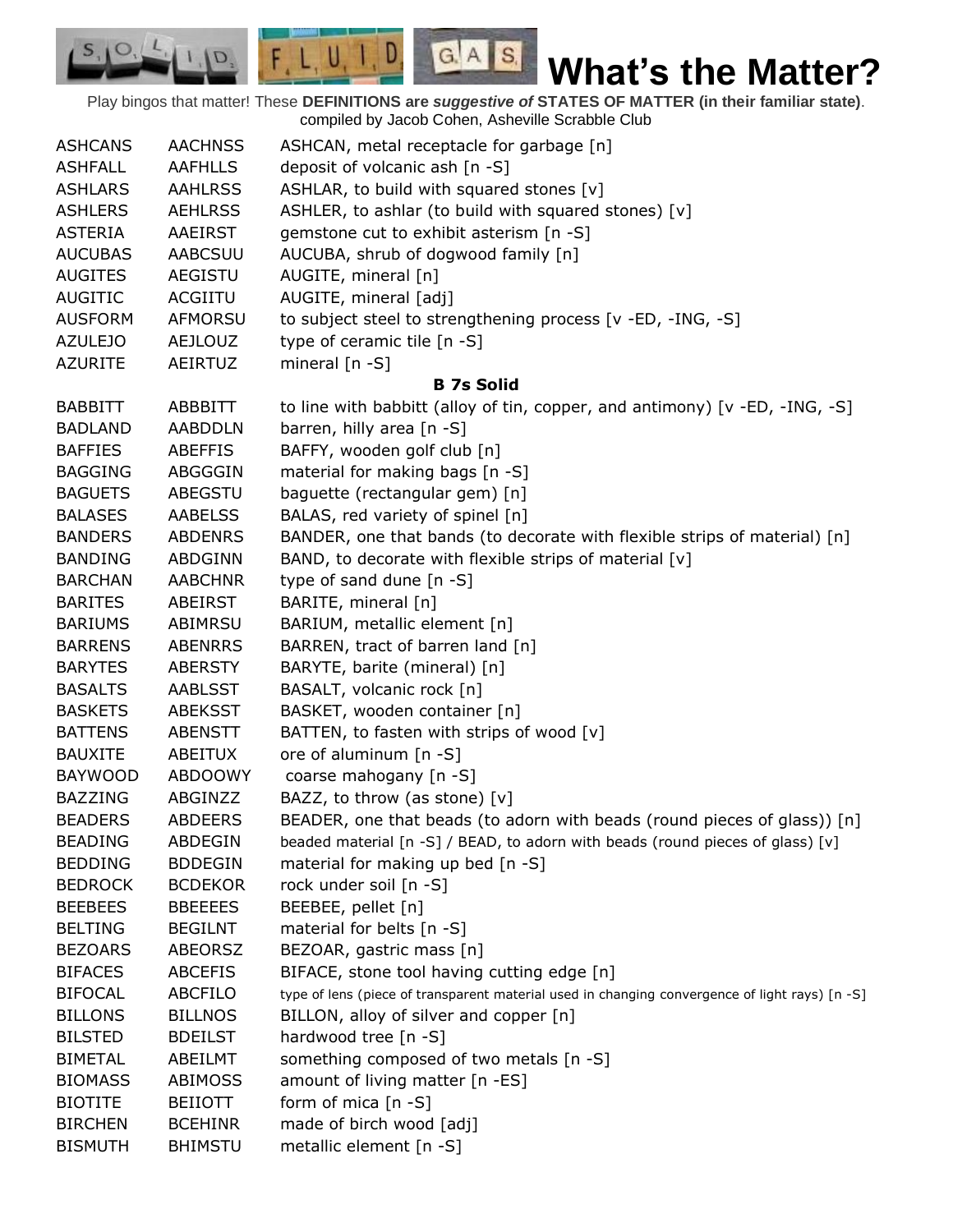# What's the Matter?

Play bingos that matter! These **DEFINITIONS are *suggestive of* STATES OF MATTER (in their familiar state)**. compiled by Jacob Cohen, Asheville Scrabble Club

| | | |
|---|---|---|
| ASHCANS | AACHNSS | ASHCAN, metal receptacle for garbage [n] |
| ASHFALL | AAFHLLS | deposit of volcanic ash [n -S] |
| ASHLARS | AAHLRSS | ASHLAR, to build with squared stones [v] |
| ASHLERS | AEHLRSS | ASHLER, to ashlar (to build with squared stones) [v] |
| ASTERIA | AAEIRST | gemstone cut to exhibit asterism [n -S] |
| AUCUBAS | AABCSUU | AUCUBA, shrub of dogwood family [n] |
| AUGITES | AEGISTU | AUGITE, mineral [n] |
| AUGITIC | ACGIITU | AUGITE, mineral [adj] |
| AUSFORM | AFMORSU | to subject steel to strengthening process [v -ED, -ING, -S] |
| AZULEJO | AEJLOUZ | type of ceramic tile [n -S] |
| AZURITE | AEIRTUZ | mineral [n -S] |

**B 7s Solid**

| | | |
|---|---|---|
| BABBITT | ABBBITT | to line with babbitt (alloy of tin, copper, and antimony) [v -ED, -ING, -S] |
| BADLAND | AABDDLN | barren, hilly area [n -S] |
| BAFFIES | ABEFFIS | BAFFY, wooden golf club [n] |
| BAGGING | ABGGGIN | material for making bags [n -S] |
| BAGUETS | ABEGSTU | baguette (rectangular gem) [n] |
| BALASES | AABELSS | BALAS, red variety of spinel [n] |
| BANDERS | ABDENRS | BANDER, one that bands (to decorate with flexible strips of material) [n] |
| BANDING | ABDGINN | BAND, to decorate with flexible strips of material [v] |
| BARCHAN | AABCHNR | type of sand dune [n -S] |
| BARITES | ABEIRST | BARITE, mineral [n] |
| BARIUMS | ABIMRSU | BARIUM, metallic element [n] |
| BARRENS | ABENRRS | BARREN, tract of barren land [n] |
| BARYTES | ABERSTY | BARYTE, barite (mineral) [n] |
| BASALTS | AABLSST | BASALT, volcanic rock [n] |
| BASKETS | ABEKSST | BASKET, wooden container [n] |
| BATTENS | ABENSTT | BATTEN, to fasten with strips of wood [v] |
| BAUXITE | ABEITUX | ore of aluminum [n -S] |
| BAYWOOD | ABDOOWY | coarse mahogany [n -S] |
| BAZZING | ABGINZZ | BAZZ, to throw (as stone) [v] |
| BEADERS | ABDEERS | BEADER, one that beads (to adorn with beads (round pieces of glass)) [n] |
| BEADING | ABDEGIN | beaded material [n -S] / BEAD, to adorn with beads (round pieces of glass) [v] |
| BEDDING | BDDEGIN | material for making up bed [n -S] |
| BEDROCK | BCDEKOR | rock under soil [n -S] |
| BEEBEES | BBEEEES | BEEBEE, pellet [n] |
| BELTING | BEGILNT | material for belts [n -S] |
| BEZOARS | ABEORSZ | BEZOAR, gastric mass [n] |
| BIFACES | ABCEFIS | BIFACE, stone tool having cutting edge [n] |
| BIFOCAL | ABCFILO | type of lens (piece of transparent material used in changing convergence of light rays) [n -S] |
| BILLONS | BILLNOS | BILLON, alloy of silver and copper [n] |
| BILSTED | BDEILST | hardwood tree [n -S] |
| BIMETAL | ABEILMT | something composed of two metals [n -S] |
| BIOMASS | ABIMOSS | amount of living matter [n -ES] |
| BIOTITE | BEIIOTT | form of mica [n -S] |
| BIRCHEN | BCEHINR | made of birch wood [adj] |
| BISMUTH | BHIMSTU | metallic element [n -S] |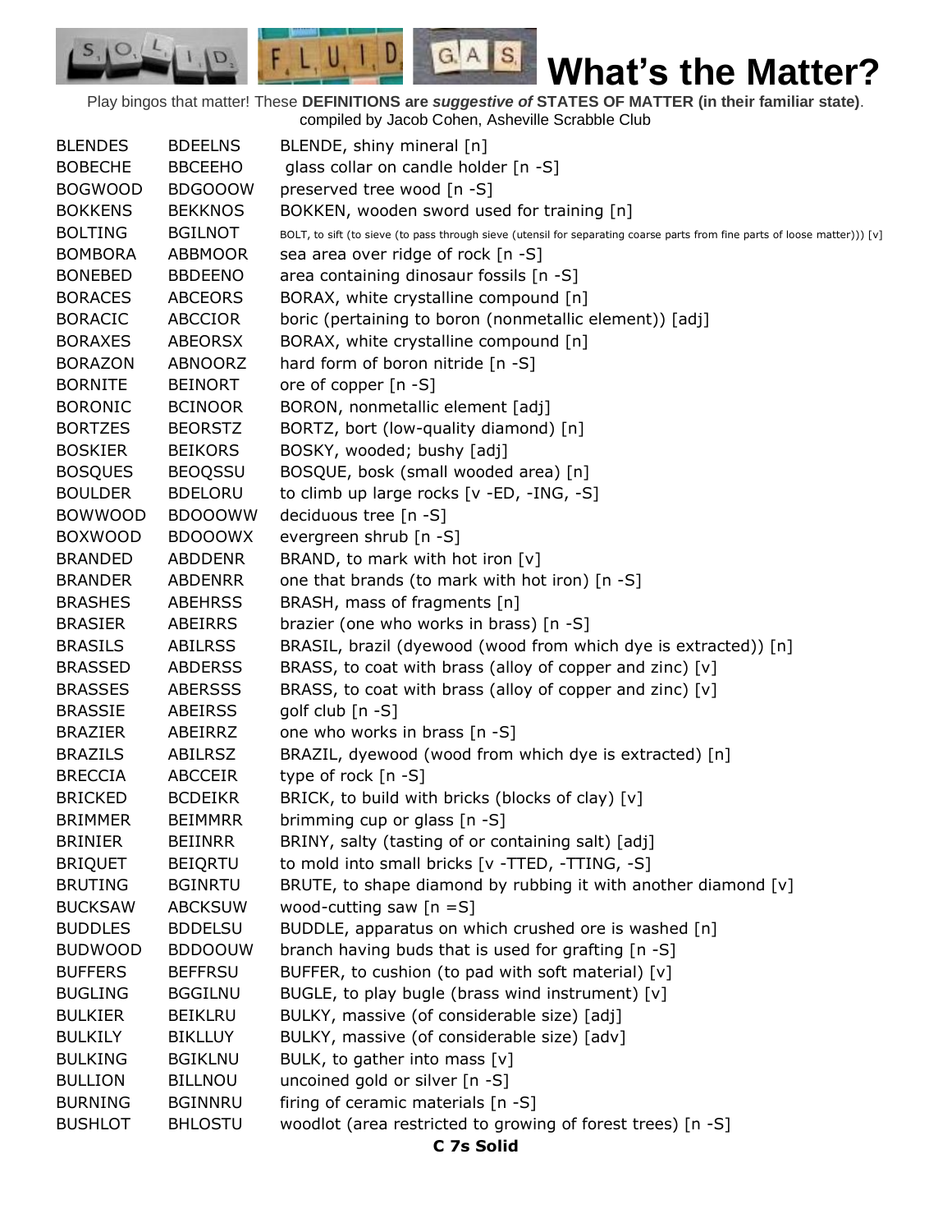# What's the Matter?

Play bingos that matter! These **DEFINITIONS are *suggestive of* STATES OF MATTER (in their familiar state)**.
compiled by Jacob Cohen, Asheville Scrabble Club

| | | |
|---|---|---|
| BLENDES | BDEELNS | BLENDE, shiny mineral [n] |
| BOBECHE | BBCEEHO | glass collar on candle holder [n -S] |
| BOGWOOD | BDGOOOW | preserved tree wood [n -S] |
| BOKKENS | BEKKNOS | BOKKEN, wooden sword used for training [n] |
| BOLTING | BGILNOT | BOLT, to sift (to sieve (to pass through sieve (utensil for separating coarse parts from fine parts of loose matter))) [v] |
| BOMBORA | ABBMOOR | sea area over ridge of rock [n -S] |
| BONEBED | BBDEENO | area containing dinosaur fossils [n -S] |
| BORACES | ABCEORS | BORAX, white crystalline compound [n] |
| BORACIC | ABCCIOR | boric (pertaining to boron (nonmetallic element)) [adj] |
| BORAXES | ABEORSX | BORAX, white crystalline compound [n] |
| BORAZON | ABNOORZ | hard form of boron nitride [n -S] |
| BORNITE | BEINORT | ore of copper [n -S] |
| BORONIC | BCINOOR | BORON, nonmetallic element [adj] |
| BORTZES | BEORSTZ | BORTZ, bort (low-quality diamond) [n] |
| BOSKIER | BEIKORS | BOSKY, wooded; bushy [adj] |
| BOSQUES | BEOQSSU | BOSQUE, bosk (small wooded area) [n] |
| BOULDER | BDELORU | to climb up large rocks [v -ED, -ING, -S] |
| BOWWOOD | BDOOOWW | deciduous tree [n -S] |
| BOXWOOD | BDOOOWX | evergreen shrub [n -S] |
| BRANDED | ABDDENR | BRAND, to mark with hot iron [v] |
| BRANDER | ABDENRR | one that brands (to mark with hot iron) [n -S] |
| BRASHES | ABEHRSS | BRASH, mass of fragments [n] |
| BRASIER | ABEIRRS | brazier (one who works in brass) [n -S] |
| BRASILS | ABILRSS | BRASIL, brazil (dyewood (wood from which dye is extracted)) [n] |
| BRASSED | ABDERSS | BRASS, to coat with brass (alloy of copper and zinc) [v] |
| BRASSES | ABERSSS | BRASS, to coat with brass (alloy of copper and zinc) [v] |
| BRASSIE | ABEIRSS | golf club [n -S] |
| BRAZIER | ABEIRRZ | one who works in brass [n -S] |
| BRAZILS | ABILRSZ | BRAZIL, dyewood (wood from which dye is extracted) [n] |
| BRECCIA | ABCCEIR | type of rock [n -S] |
| BRICKED | BCDEIKR | BRICK, to build with bricks (blocks of clay) [v] |
| BRIMMER | BEIMMRR | brimming cup or glass [n -S] |
| BRINIER | BEIINRR | BRINY, salty (tasting of or containing salt) [adj] |
| BRIQUET | BEIQRTU | to mold into small bricks [v -TTED, -TTING, -S] |
| BRUTING | BGINRTU | BRUTE, to shape diamond by rubbing it with another diamond [v] |
| BUCKSAW | ABCKSUW | wood-cutting saw [n =S] |
| BUDDLES | BDDELSU | BUDDLE, apparatus on which crushed ore is washed [n] |
| BUDWOOD | BDDOOUW | branch having buds that is used for grafting [n -S] |
| BUFFERS | BEFFRSU | BUFFER, to cushion (to pad with soft material) [v] |
| BUGLING | BGGILNU | BUGLE, to play bugle (brass wind instrument) [v] |
| BULKIER | BEIKLRU | BULKY, massive (of considerable size) [adj] |
| BULKILY | BIKLLUY | BULKY, massive (of considerable size) [adv] |
| BULKING | BGIKLNU | BULK, to gather into mass [v] |
| BULLION | BILLNOU | uncoined gold or silver [n -S] |
| BURNING | BGINNRU | firing of ceramic materials [n -S] |
| BUSHLOT | BHLOSTU | woodlot (area restricted to growing of forest trees) [n -S] |

**C 7s Solid**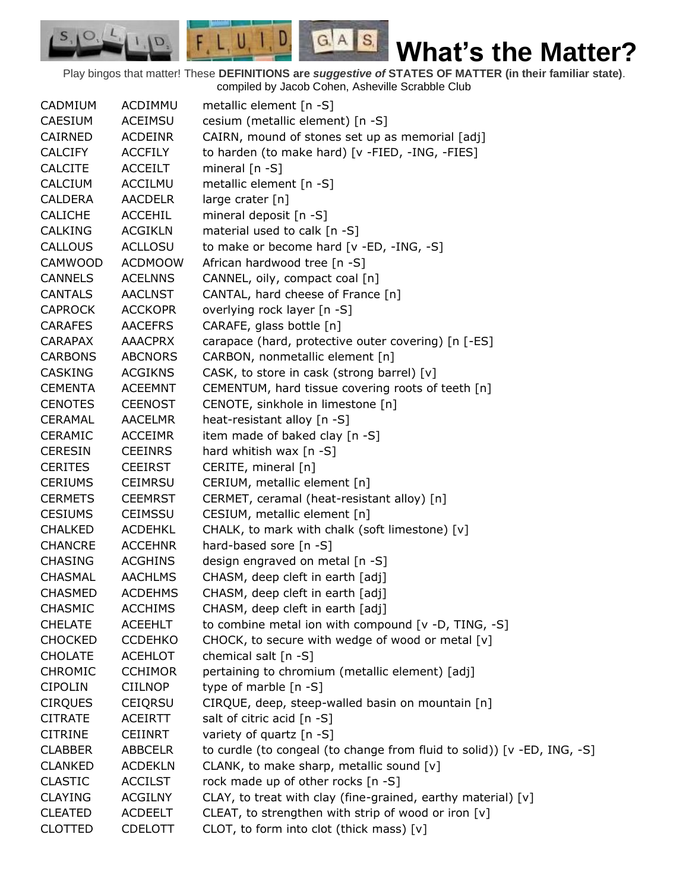# What's the Matter?

Play bingos that matter! These **DEFINITIONS are *suggestive of* STATES OF MATTER (in their familiar state)**. compiled by Jacob Cohen, Asheville Scrabble Club

| | | |
|---|---|---|
| CADMIUM | ACDIMMU | metallic element [n -S] |
| CAESIUM | ACEIMSU | cesium (metallic element) [n -S] |
| CAIRNED | ACDEINR | CAIRN, mound of stones set up as memorial [adj] |
| CALCIFY | ACCFILY | to harden (to make hard) [v -FIED, -ING, -FIES] |
| CALCITE | ACCEILT | mineral [n -S] |
| CALCIUM | ACCILMU | metallic element [n -S] |
| CALDERA | AACDELR | large crater [n] |
| CALICHE | ACCEHIL | mineral deposit [n -S] |
| CALKING | ACGIKLN | material used to calk [n -S] |
| CALLOUS | ACLLOSU | to make or become hard [v -ED, -ING, -S] |
| CAMWOOD | ACDMOOW | African hardwood tree [n -S] |
| CANNELS | ACELNNS | CANNEL, oily, compact coal [n] |
| CANTALS | AACLNST | CANTAL, hard cheese of France [n] |
| CAPROCK | ACCKOPR | overlying rock layer [n -S] |
| CARAFES | AACEFRS | CARAFE, glass bottle [n] |
| CARAPAX | AAACPRX | carapace (hard, protective outer covering) [n [-ES] |
| CARBONS | ABCNORS | CARBON, nonmetallic element [n] |
| CASKING | ACGIKNS | CASK, to store in cask (strong barrel) [v] |
| CEMENTA | ACEEMNT | CEMENTUM, hard tissue covering roots of teeth [n] |
| CENOTES | CEENOST | CENOTE, sinkhole in limestone [n] |
| CERAMAL | AACELMR | heat-resistant alloy [n -S] |
| CERAMIC | ACCEIMR | item made of baked clay [n -S] |
| CERESIN | CEEINRS | hard whitish wax [n -S] |
| CERITES | CEEIRST | CERITE, mineral [n] |
| CERIUMS | CEIMRSU | CERIUM, metallic element [n] |
| CERMETS | CEEMRST | CERMET, ceramal (heat-resistant alloy) [n] |
| CESIUMS | CEIMSSU | CESIUM, metallic element [n] |
| CHALKED | ACDEHKL | CHALK, to mark with chalk (soft limestone) [v] |
| CHANCRE | ACCEHNR | hard-based sore [n -S] |
| CHASING | ACGHINS | design engraved on metal [n -S] |
| CHASMAL | AACHLMS | CHASM, deep cleft in earth [adj] |
| CHASMED | ACDEHMS | CHASM, deep cleft in earth [adj] |
| CHASMIC | ACCHIMS | CHASM, deep cleft in earth [adj] |
| CHELATE | ACEEHLT | to combine metal ion with compound [v -D, TING, -S] |
| CHOCKED | CCDEHKO | CHOCK, to secure with wedge of wood or metal [v] |
| CHOLATE | ACEHLOT | chemical salt [n -S] |
| CHROMIC | CCHIMOR | pertaining to chromium (metallic element) [adj] |
| CIPOLIN | CIILNOP | type of marble [n -S] |
| CIRQUES | CEIQRSU | CIRQUE, deep, steep-walled basin on mountain [n] |
| CITRATE | ACEIRTT | salt of citric acid [n -S] |
| CITRINE | CEIINRT | variety of quartz [n -S] |
| CLABBER | ABBCELR | to curdle (to congeal (to change from fluid to solid)) [v -ED, ING, -S] |
| CLANKED | ACDEKLN | CLANK, to make sharp, metallic sound [v] |
| CLASTIC | ACCILST | rock made up of other rocks [n -S] |
| CLAYING | ACGILNY | CLAY, to treat with clay (fine-grained, earthy material) [v] |
| CLEATED | ACDEELT | CLEAT, to strengthen with strip of wood or iron [v] |
| CLOTTED | CDELOTT | CLOT, to form into clot (thick mass) [v] |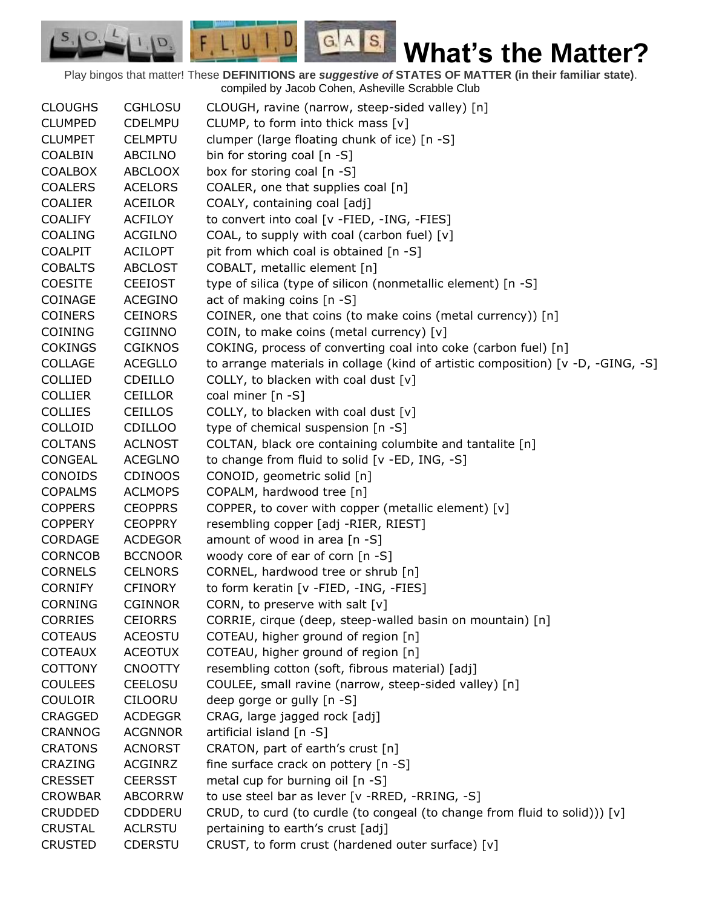# What's the Matter?

Play bingos that matter! These **DEFINITIONS are *suggestive of* STATES OF MATTER (in their familiar state)**.
compiled by Jacob Cohen, Asheville Scrabble Club

| | | |
|---|---|---|
| CLOUGHS | CGHLOSU | CLOUGH, ravine (narrow, steep-sided valley) [n] |
| CLUMPED | CDELMPU | CLUMP, to form into thick mass [v] |
| CLUMPET | CELMPTU | clumper (large floating chunk of ice) [n -S] |
| COALBIN | ABCILNO | bin for storing coal [n -S] |
| COALBOX | ABCLOOX | box for storing coal [n -S] |
| COALERS | ACELORS | COALER, one that supplies coal [n] |
| COALIER | ACEILOR | COALY, containing coal [adj] |
| COALIFY | ACFILOY | to convert into coal [v -FIED, -ING, -FIES] |
| COALING | ACGILNO | COAL, to supply with coal (carbon fuel) [v] |
| COALPIT | ACILOPT | pit from which coal is obtained [n -S] |
| COBALTS | ABCLOST | COBALT, metallic element [n] |
| COESITE | CEEIOST | type of silica (type of silicon (nonmetallic element) [n -S] |
| COINAGE | ACEGINO | act of making coins [n -S] |
| COINERS | CEINORS | COINER, one that coins (to make coins (metal currency)) [n] |
| COINING | CGIINNO | COIN, to make coins (metal currency) [v] |
| COKINGS | CGIKNOS | COKING, process of converting coal into coke (carbon fuel) [n] |
| COLLAGE | ACEGLLO | to arrange materials in collage (kind of artistic composition) [v -D, -GING, -S] |
| COLLIED | CDEILLO | COLLY, to blacken with coal dust [v] |
| COLLIER | CEILLOR | coal miner [n -S] |
| COLLIES | CEILLOS | COLLY, to blacken with coal dust [v] |
| COLLOID | CDILLOO | type of chemical suspension [n -S] |
| COLTANS | ACLNOST | COLTAN, black ore containing columbite and tantalite [n] |
| CONGEAL | ACEGLNO | to change from fluid to solid [v -ED, ING, -S] |
| CONOIDS | CDINOOS | CONOID, geometric solid [n] |
| COPALMS | ACLMOPS | COPALM, hardwood tree [n] |
| COPPERS | CEOPPRS | COPPER, to cover with copper (metallic element) [v] |
| COPPERY | CEOPPRY | resembling copper [adj -RIER, RIEST] |
| CORDAGE | ACDEGOR | amount of wood in area [n -S] |
| CORNCOB | BCCNOOR | woody core of ear of corn [n -S] |
| CORNELS | CELNORS | CORNEL, hardwood tree or shrub [n] |
| CORNIFY | CFINORY | to form keratin [v -FIED, -ING, -FIES] |
| CORNING | CGINNOR | CORN, to preserve with salt [v] |
| CORRIES | CEIORRS | CORRIE, cirque (deep, steep-walled basin on mountain) [n] |
| COTEAUS | ACEOSTU | COTEAU, higher ground of region [n] |
| COTEAUX | ACEOTUX | COTEAU, higher ground of region [n] |
| COTTONY | CNOOTTY | resembling cotton (soft, fibrous material) [adj] |
| COULEES | CEELOSU | COULEE, small ravine (narrow, steep-sided valley) [n] |
| COULOIR | CILOORU | deep gorge or gully [n -S] |
| CRAGGED | ACDEGGR | CRAG, large jagged rock [adj] |
| CRANNOG | ACGNNOR | artificial island [n -S] |
| CRATONS | ACNORST | CRATON, part of earth's crust [n] |
| CRAZING | ACGINRZ | fine surface crack on pottery [n -S] |
| CRESSET | CEERSST | metal cup for burning oil [n -S] |
| CROWBAR | ABCORRW | to use steel bar as lever [v -RRED, -RRING, -S] |
| CRUDDED | CDDDERU | CRUD, to curd (to curdle (to congeal (to change from fluid to solid))) [v] |
| CRUSTAL | ACLRSTU | pertaining to earth's crust [adj] |
| CRUSTED | CDERSTU | CRUST, to form crust (hardened outer surface) [v] |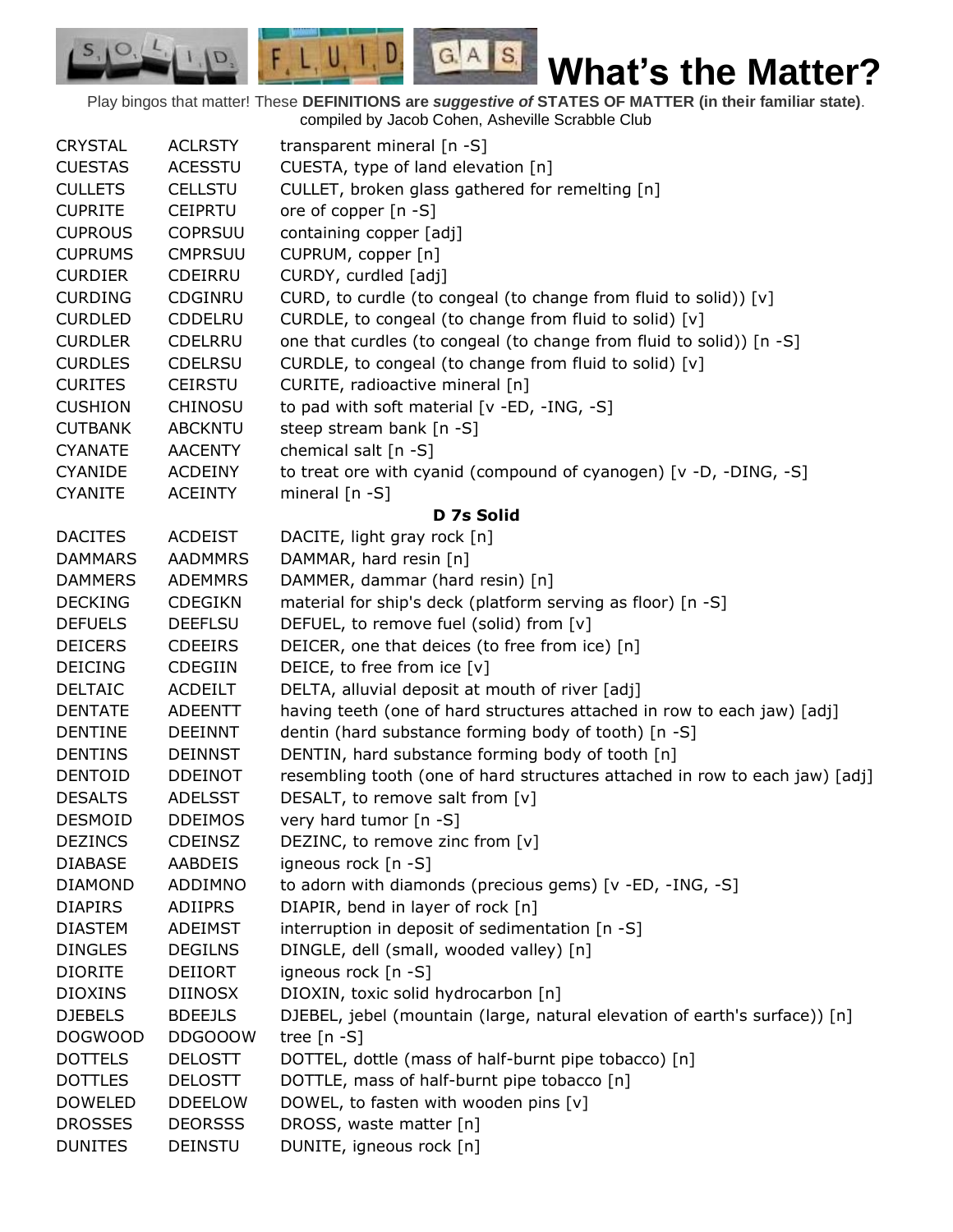# What's the Matter?

Play bingos that matter! These **DEFINITIONS are *suggestive of* STATES OF MATTER (in their familiar state)**.
compiled by Jacob Cohen, Asheville Scrabble Club

| | | |
|---|---|---|
| CRYSTAL | ACLRSTY | transparent mineral [n -S] |
| CUESTAS | ACESSTU | CUESTA, type of land elevation [n] |
| CULLETS | CELLSTU | CULLET, broken glass gathered for remelting [n] |
| CUPRITE | CEIPRTU | ore of copper [n -S] |
| CUPROUS | COPRSUU | containing copper [adj] |
| CUPRUMS | CMPRSUU | CUPRUM, copper [n] |
| CURDIER | CDEIRRU | CURDY, curdled [adj] |
| CURDING | CDGINRU | CURD, to curdle (to congeal (to change from fluid to solid)) [v] |
| CURDLED | CDDELRU | CURDLE, to congeal (to change from fluid to solid) [v] |
| CURDLER | CDELRRU | one that curdles (to congeal (to change from fluid to solid)) [n -S] |
| CURDLES | CDELRSU | CURDLE, to congeal (to change from fluid to solid) [v] |
| CURITES | CEIRSTU | CURITE, radioactive mineral [n] |
| CUSHION | CHINOSU | to pad with soft material [v -ED, -ING, -S] |
| CUTBANK | ABCKNTU | steep stream bank [n -S] |
| CYANATE | AACENTY | chemical salt [n -S] |
| CYANIDE | ACDEINY | to treat ore with cyanid (compound of cyanogen) [v -D, -DING, -S] |
| CYANITE | ACEINTY | mineral [n -S] |
| | | **D 7s Solid** |
| DACITES | ACDEIST | DACITE, light gray rock [n] |
| DAMMARS | AADMMRS | DAMMAR, hard resin [n] |
| DAMMERS | ADEMMRS | DAMMER, dammar (hard resin) [n] |
| DECKING | CDEGIKN | material for ship's deck (platform serving as floor) [n -S] |
| DEFUELS | DEEFLSU | DEFUEL, to remove fuel (solid) from [v] |
| DEICERS | CDEEIRS | DEICER, one that deices (to free from ice) [n] |
| DEICING | CDEGIIN | DEICE, to free from ice [v] |
| DELTAIC | ACDEILT | DELTA, alluvial deposit at mouth of river [adj] |
| DENTATE | ADEENTT | having teeth (one of hard structures attached in row to each jaw) [adj] |
| DENTINE | DEEINNT | dentin (hard substance forming body of tooth) [n -S] |
| DENTINS | DEINNST | DENTIN, hard substance forming body of tooth [n] |
| DENTOID | DDEINOT | resembling tooth (one of hard structures attached in row to each jaw) [adj] |
| DESALTS | ADELSST | DESALT, to remove salt from [v] |
| DESMOID | DDEIMOS | very hard tumor [n -S] |
| DEZINCS | CDEINSZ | DEZINC, to remove zinc from [v] |
| DIABASE | AABDEIS | igneous rock [n -S] |
| DIAMOND | ADDIMNO | to adorn with diamonds (precious gems) [v -ED, -ING, -S] |
| DIAPIRS | ADIIPRS | DIAPIR, bend in layer of rock [n] |
| DIASTEM | ADEIMST | interruption in deposit of sedimentation [n -S] |
| DINGLES | DEGILNS | DINGLE, dell (small, wooded valley) [n] |
| DIORITE | DEIIORT | igneous rock [n -S] |
| DIOXINS | DIINOSX | DIOXIN, toxic solid hydrocarbon [n] |
| DJEBELS | BDEEJLS | DJEBEL, jebel (mountain (large, natural elevation of earth's surface)) [n] |
| DOGWOOD | DDGOOOW | tree [n -S] |
| DOTTELS | DELOSTT | DOTTEL, dottle (mass of half-burnt pipe tobacco) [n] |
| DOTTLES | DELOSTT | DOTTLE, mass of half-burnt pipe tobacco [n] |
| DOWELED | DDEELOW | DOWEL, to fasten with wooden pins [v] |
| DROSSES | DEORSSS | DROSS, waste matter [n] |
| DUNITES | DEINSTU | DUNITE, igneous rock [n] |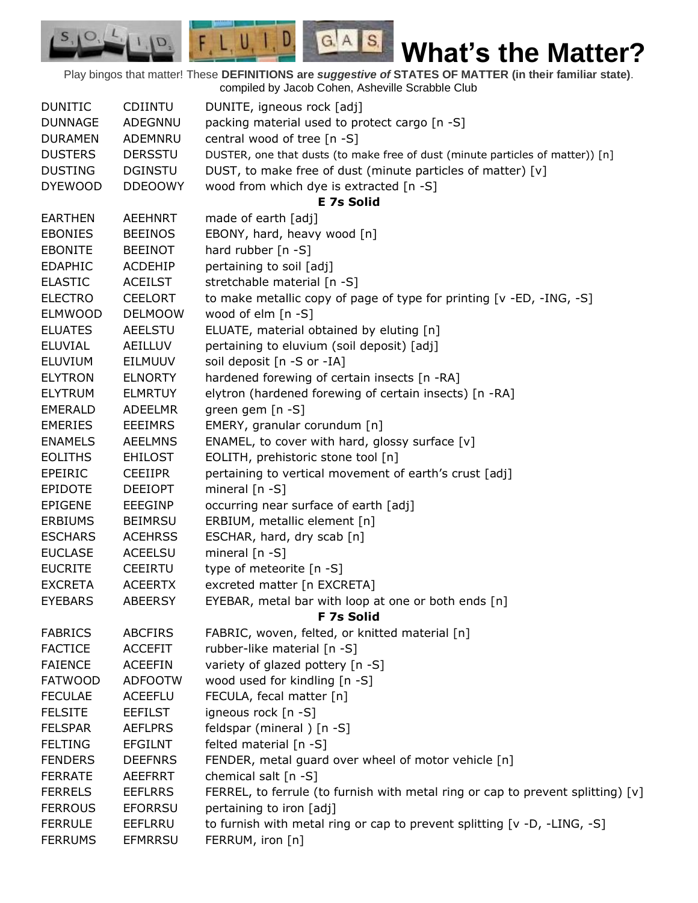# What's the Matter?

Play bingos that matter! These **DEFINITIONS are *suggestive of* STATES OF MATTER (in their familiar state)**. compiled by Jacob Cohen, Asheville Scrabble Club

| | | |
|---|---|---|
| DUNITIC | CDIINTU | DUNITE, igneous rock [adj] |
| DUNNAGE | ADEGNNU | packing material used to protect cargo [n -S] |
| DURAMEN | ADEMNRU | central wood of tree [n -S] |
| DUSTERS | DERSSTU | DUSTER, one that dusts (to make free of dust (minute particles of matter)) [n] |
| DUSTING | DGINSTU | DUST, to make free of dust (minute particles of matter) [v] |
| DYEWOOD | DDEOOWY | wood from which dye is extracted [n -S] |
| | | **E 7s Solid** |
| EARTHEN | AEEHNRT | made of earth [adj] |
| EBONIES | BEEINOS | EBONY, hard, heavy wood [n] |
| EBONITE | BEEINOT | hard rubber [n -S] |
| EDAPHIC | ACDEHIP | pertaining to soil [adj] |
| ELASTIC | ACEILST | stretchable material [n -S] |
| ELECTRO | CEELORT | to make metallic copy of page of type for printing [v -ED, -ING, -S] |
| ELMWOOD | DELMOOW | wood of elm [n -S] |
| ELUATES | AEELSTU | ELUATE, material obtained by eluting [n] |
| ELUVIAL | AEILLUV | pertaining to eluvium (soil deposit) [adj] |
| ELUVIUM | EILMUUV | soil deposit [n -S or -IA] |
| ELYTRON | ELNORTY | hardened forewing of certain insects [n -RA] |
| ELYTRUM | ELMRTUY | elytron (hardened forewing of certain insects) [n -RA] |
| EMERALD | ADEELMR | green gem [n -S] |
| EMERIES | EEEIMRS | EMERY, granular corundum [n] |
| ENAMELS | AEELMNS | ENAMEL, to cover with hard, glossy surface [v] |
| EOLITHS | EHILOST | EOLITH, prehistoric stone tool [n] |
| EPEIRIC | CEEIIPR | pertaining to vertical movement of earth's crust [adj] |
| EPIDOTE | DEEIOPT | mineral [n -S] |
| EPIGENE | EEEGINP | occurring near surface of earth [adj] |
| ERBIUMS | BEIMRSU | ERBIUM, metallic element [n] |
| ESCHARS | ACEHRSS | ESCHAR, hard, dry scab [n] |
| EUCLASE | ACEELSU | mineral [n -S] |
| EUCRITE | CEEIRTU | type of meteorite [n -S] |
| EXCRETA | ACEERTX | excreted matter [n EXCRETA] |
| EYEBARS | ABEERSY | EYEBAR, metal bar with loop at one or both ends [n] |
| | | **F 7s Solid** |
| FABRICS | ABCFIRS | FABRIC, woven, felted, or knitted material [n] |
| FACTICE | ACCEFIT | rubber-like material [n -S] |
| FAIENCE | ACEEFIN | variety of glazed pottery [n -S] |
| FATWOOD | ADFOOTW | wood used for kindling [n -S] |
| FECULAE | ACEEFLU | FECULA, fecal matter [n] |
| FELSITE | EEFILST | igneous rock [n -S] |
| FELSPAR | AEFLPRS | feldspar (mineral ) [n -S] |
| FELTING | EFGILNT | felted material [n -S] |
| FENDERS | DEEFNRS | FENDER, metal guard over wheel of motor vehicle [n] |
| FERRATE | AEEFRRT | chemical salt [n -S] |
| FERRELS | EEFLRRS | FERREL, to ferrule (to furnish with metal ring or cap to prevent splitting) [v] |
| FERROUS | EFORRSU | pertaining to iron [adj] |
| FERRULE | EEFLRRU | to furnish with metal ring or cap to prevent splitting [v -D, -LING, -S] |
| FERRUMS | EFMRRSU | FERRUM, iron [n] |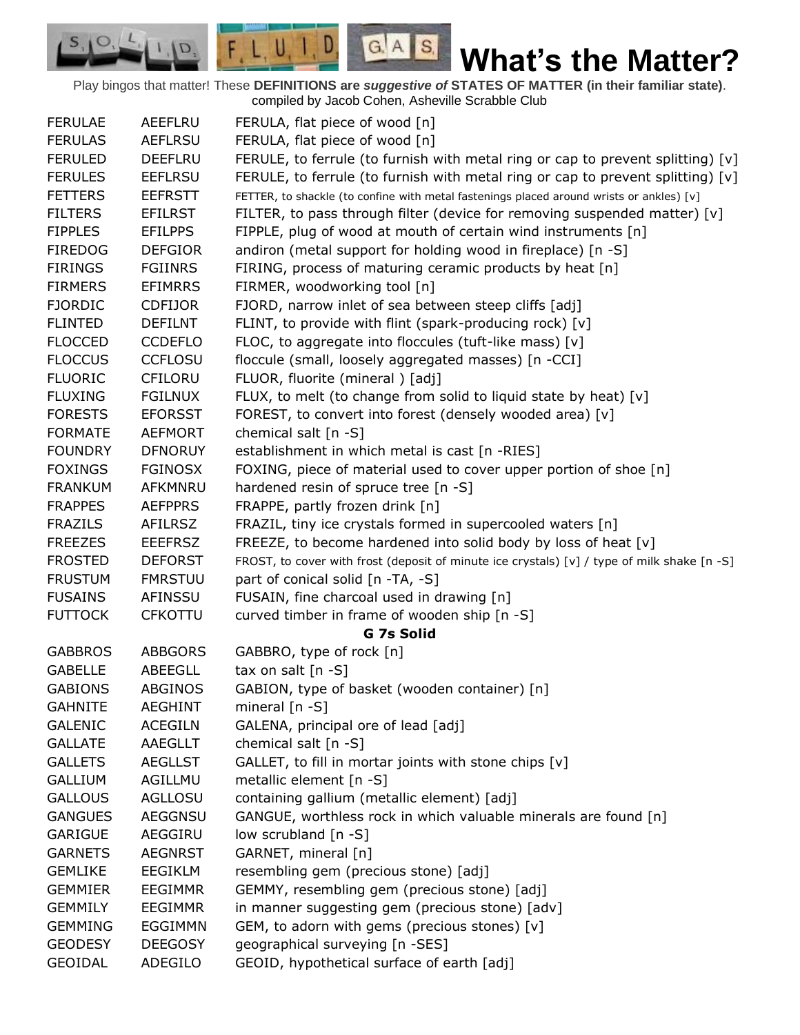# What's the Matter?

Play bingos that matter! These **DEFINITIONS are *suggestive of* STATES OF MATTER (in their familiar state)**.
compiled by Jacob Cohen, Asheville Scrabble Club

| | | |
|---|---|---|
| FERULAE | AEEFLRU | FERULA, flat piece of wood [n] |
| FERULAS | AEFLRSU | FERULA, flat piece of wood [n] |
| FERULED | DEEFLRU | FERULE, to ferrule (to furnish with metal ring or cap to prevent splitting) [v] |
| FERULES | EEFLRSU | FERULE, to ferrule (to furnish with metal ring or cap to prevent splitting) [v] |
| FETTERS | EEFRSTT | FETTER, to shackle (to confine with metal fastenings placed around wrists or ankles) [v] |
| FILTERS | EFILRST | FILTER, to pass through filter (device for removing suspended matter) [v] |
| FIPPLES | EFILPPS | FIPPLE, plug of wood at mouth of certain wind instruments [n] |
| FIREDOG | DEFGIOR | andiron (metal support for holding wood in fireplace) [n -S] |
| FIRINGS | FGIINRS | FIRING, process of maturing ceramic products by heat [n] |
| FIRMERS | EFIMRRS | FIRMER, woodworking tool [n] |
| FJORDIC | CDFIJOR | FJORD, narrow inlet of sea between steep cliffs [adj] |
| FLINTED | DEFILNT | FLINT, to provide with flint (spark-producing rock) [v] |
| FLOCCED | CCDEFLO | FLOC, to aggregate into floccules (tuft-like mass) [v] |
| FLOCCUS | CCFLOSU | floccule (small, loosely aggregated masses) [n -CCI] |
| FLUORIC | CFILORU | FLUOR, fluorite (mineral ) [adj] |
| FLUXING | FGILNUX | FLUX, to melt (to change from solid to liquid state by heat) [v] |
| FORESTS | EFORSST | FOREST, to convert into forest (densely wooded area) [v] |
| FORMATE | AEFMORT | chemical salt [n -S] |
| FOUNDRY | DFNORUY | establishment in which metal is cast [n -RIES] |
| FOXINGS | FGINOSX | FOXING, piece of material used to cover upper portion of shoe [n] |
| FRANKUM | AFKMNRU | hardened resin of spruce tree [n -S] |
| FRAPPES | AEFPPRS | FRAPPE, partly frozen drink [n] |
| FRAZILS | AFILRSZ | FRAZIL, tiny ice crystals formed in supercooled waters [n] |
| FREEZES | EEEFRSZ | FREEZE, to become hardened into solid body by loss of heat [v] |
| FROSTED | DEFORST | FROST, to cover with frost (deposit of minute ice crystals) [v] / type of milk shake [n -S] |
| FRUSTUM | FMRSTUU | part of conical solid [n -TA, -S] |
| FUSAINS | AFINSSU | FUSAIN, fine charcoal used in drawing [n] |
| FUTTOCK | CFKOTTU | curved timber in frame of wooden ship [n -S] |

**G 7s Solid**

| | | |
|---|---|---|
| GABBROS | ABBGORS | GABBRO, type of rock [n] |
| GABELLE | ABEEGLL | tax on salt [n -S] |
| GABIONS | ABGINOS | GABION, type of basket (wooden container) [n] |
| GAHNITE | AEGHINT | mineral [n -S] |
| GALENIC | ACEGILN | GALENA, principal ore of lead [adj] |
| GALLATE | AAEGLLT | chemical salt [n -S] |
| GALLETS | AEGLLST | GALLET, to fill in mortar joints with stone chips [v] |
| GALLIUM | AGILLMU | metallic element [n -S] |
| GALLOUS | AGLLOSU | containing gallium (metallic element) [adj] |
| GANGUES | AEGGNSU | GANGUE, worthless rock in which valuable minerals are found [n] |
| GARIGUE | AEGGIRU | low scrubland [n -S] |
| GARNETS | AEGNRST | GARNET, mineral [n] |
| GEMLIKE | EEGIKLM | resembling gem (precious stone) [adj] |
| GEMMIER | EEGIMMR | GEMMY, resembling gem (precious stone) [adj] |
| GEMMILY | EEGIMMR | in manner suggesting gem (precious stone) [adv] |
| GEMMING | EGGIMMN | GEM, to adorn with gems (precious stones) [v] |
| GEODESY | DEEGOSY | geographical surveying [n -SES] |
| GEOIDAL | ADEGILO | GEOID, hypothetical surface of earth [adj] |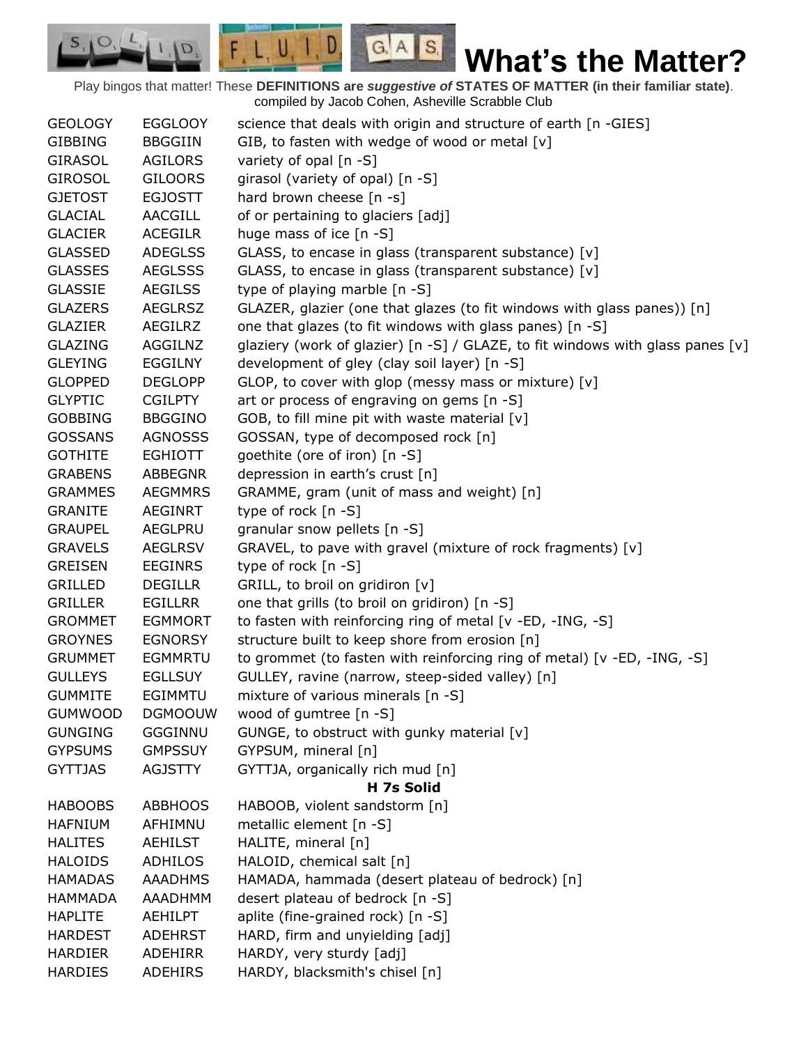# What's the Matter?

Play bingos that matter! These **DEFINITIONS are *suggestive of* STATES OF MATTER (in their familiar state)**. compiled by Jacob Cohen, Asheville Scrabble Club

| | | |
|---|---|---|
| GEOLOGY | EGGLOOY | science that deals with origin and structure of earth [n -GIES] |
| GIBBING | BBGGIIN | GIB, to fasten with wedge of wood or metal [v] |
| GIRASOL | AGILORS | variety of opal [n -S] |
| GIROSOL | GILOORS | girasol (variety of opal) [n -S] |
| GJETOST | EGJOSTT | hard brown cheese [n -s] |
| GLACIAL | AACGILL | of or pertaining to glaciers [adj] |
| GLACIER | ACEGILR | huge mass of ice [n -S] |
| GLASSED | ADEGLSS | GLASS, to encase in glass (transparent substance) [v] |
| GLASSES | AEGLSSS | GLASS, to encase in glass (transparent substance) [v] |
| GLASSIE | AEGILSS | type of playing marble [n -S] |
| GLAZERS | AEGLRSZ | GLAZER, glazier (one that glazes (to fit windows with glass panes)) [n] |
| GLAZIER | AEGILRZ | one that glazes (to fit windows with glass panes) [n -S] |
| GLAZING | AGGILNZ | glaziery (work of glazier) [n -S] / GLAZE, to fit windows with glass panes [v] |
| GLEYING | EGGILNY | development of gley (clay soil layer) [n -S] |
| GLOPPED | DEGLOPP | GLOP, to cover with glop (messy mass or mixture) [v] |
| GLYPTIC | CGILPTY | art or process of engraving on gems [n -S] |
| GOBBING | BBGGINO | GOB, to fill mine pit with waste material [v] |
| GOSSANS | AGNOSSS | GOSSAN, type of decomposed rock [n] |
| GOTHITE | EGHIOTT | goethite (ore of iron) [n -S] |
| GRABENS | ABBEGNR | depression in earth's crust [n] |
| GRAMMES | AEGMMRS | GRAMME, gram (unit of mass and weight) [n] |
| GRANITE | AEGINRT | type of rock [n -S] |
| GRAUPEL | AEGLPRU | granular snow pellets [n -S] |
| GRAVELS | AEGLRSV | GRAVEL, to pave with gravel (mixture of rock fragments) [v] |
| GREISEN | EEGINRS | type of rock [n -S] |
| GRILLED | DEGILLR | GRILL, to broil on gridiron [v] |
| GRILLER | EGILLRR | one that grills (to broil on gridiron) [n -S] |
| GROMMET | EGMMORT | to fasten with reinforcing ring of metal [v -ED, -ING, -S] |
| GROYNES | EGNORSY | structure built to keep shore from erosion [n] |
| GRUMMET | EGMMRTU | to grommet (to fasten with reinforcing ring of metal) [v -ED, -ING, -S] |
| GULLEYS | EGLLSUY | GULLEY, ravine (narrow, steep-sided valley) [n] |
| GUMMITE | EGIMMTU | mixture of various minerals [n -S] |
| GUMWOOD | DGMOOUW | wood of gumtree [n -S] |
| GUNGING | GGGINNU | GUNGE, to obstruct with gunky material [v] |
| GYPSUMS | GMPSSUY | GYPSUM, mineral [n] |
| GYTTJAS | AGJSTTY | GYTTJA, organically rich mud [n] |
| | | **H 7s Solid** |
| HABOOBS | ABBHOOS | HABOOB, violent sandstorm [n] |
| HAFNIUM | AFHIMNU | metallic element [n -S] |
| HALITES | AEHILST | HALITE, mineral [n] |
| HALOIDS | ADHILOS | HALOID, chemical salt [n] |
| HAMADAS | AAADHMS | HAMADA, hammada (desert plateau of bedrock) [n] |
| HAMMADA | AAADHMM | desert plateau of bedrock [n -S] |
| HAPLITE | AEHILPT | aplite (fine-grained rock) [n -S] |
| HARDEST | ADEHRST | HARD, firm and unyielding [adj] |
| HARDIER | ADEHIRR | HARDY, very sturdy [adj] |
| HARDIES | ADEHIRS | HARDY, blacksmith's chisel [n] |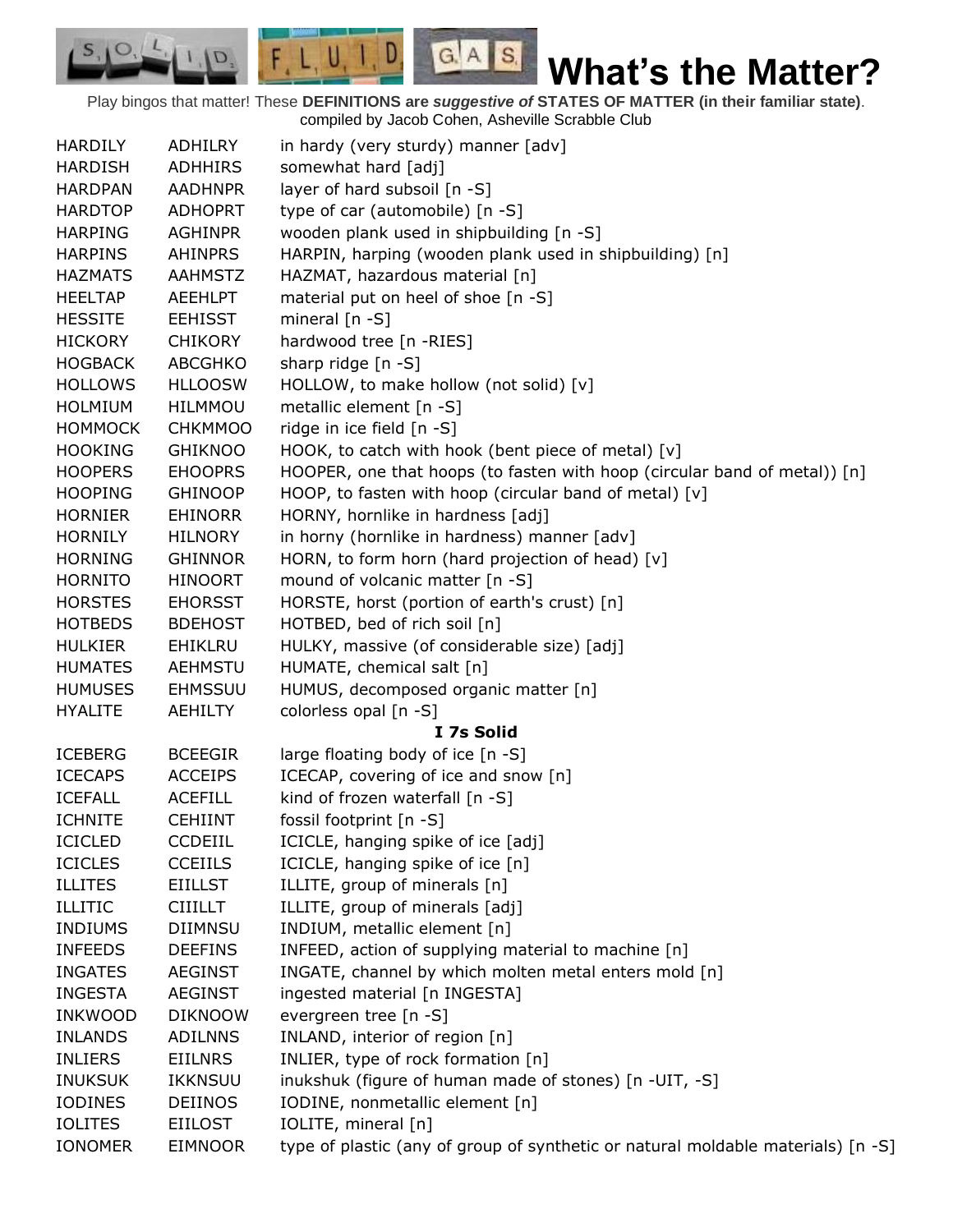# What's the Matter?

Play bingos that matter! These **DEFINITIONS are *suggestive of* STATES OF MATTER (in their familiar state)**.
compiled by Jacob Cohen, Asheville Scrabble Club

| | | |
|---|---|---|
| HARDILY | ADHILRY | in hardy (very sturdy) manner [adv] |
| HARDISH | ADHHIRS | somewhat hard [adj] |
| HARDPAN | AADHNPR | layer of hard subsoil [n -S] |
| HARDTOP | ADHOPRT | type of car (automobile) [n -S] |
| HARPING | AGHINPR | wooden plank used in shipbuilding [n -S] |
| HARPINS | AHINPRS | HARPIN, harping (wooden plank used in shipbuilding) [n] |
| HAZMATS | AAHMSTZ | HAZMAT, hazardous material [n] |
| HEELTAP | AEEHLPT | material put on heel of shoe [n -S] |
| HESSITE | EEHISST | mineral [n -S] |
| HICKORY | CHIKORY | hardwood tree [n -RIES] |
| HOGBACK | ABCGHKO | sharp ridge [n -S] |
| HOLLOWS | HLLOOSW | HOLLOW, to make hollow (not solid) [v] |
| HOLMIUM | HILMMOU | metallic element [n -S] |
| HOMMOCK | CHKMMOO | ridge in ice field [n -S] |
| HOOKING | GHIKNOO | HOOK, to catch with hook (bent piece of metal) [v] |
| HOOPERS | EHOOPRS | HOOPER, one that hoops (to fasten with hoop (circular band of metal)) [n] |
| HOOPING | GHINOOP | HOOP, to fasten with hoop (circular band of metal) [v] |
| HORNIER | EHINORR | HORNY, hornlike in hardness [adj] |
| HORNILY | HILNORY | in horny (hornlike in hardness) manner [adv] |
| HORNING | GHINNOR | HORN, to form horn (hard projection of head) [v] |
| HORNITO | HINOORT | mound of volcanic matter [n -S] |
| HORSTES | EHORSST | HORSTE, horst (portion of earth's crust) [n] |
| HOTBEDS | BDEHOST | HOTBED, bed of rich soil [n] |
| HULKIER | EHIKLRU | HULKY, massive (of considerable size) [adj] |
| HUMATES | AEHMSTU | HUMATE, chemical salt [n] |
| HUMUSES | EHMSSUU | HUMUS, decomposed organic matter [n] |
| HYALITE | AEHILTY | colorless opal [n -S] |
| | | **I 7s Solid** |
| ICEBERG | BCEEGIR | large floating body of ice [n -S] |
| ICECAPS | ACCEIPS | ICECAP, covering of ice and snow [n] |
| ICEFALL | ACEFILL | kind of frozen waterfall [n -S] |
| ICHNITE | CEHIINT | fossil footprint [n -S] |
| ICICLED | CCDEIIL | ICICLE, hanging spike of ice [adj] |
| ICICLES | CCEIILS | ICICLE, hanging spike of ice [n] |
| ILLITES | EIILLST | ILLITE, group of minerals [n] |
| ILLITIC | CIIILLT | ILLITE, group of minerals [adj] |
| INDIUMS | DIIMNSU | INDIUM, metallic element [n] |
| INFEEDS | DEEFINS | INFEED, action of supplying material to machine [n] |
| INGATES | AEGINST | INGATE, channel by which molten metal enters mold [n] |
| INGESTA | AEGINST | ingested material [n INGESTA] |
| INKWOOD | DIKNOOW | evergreen tree [n -S] |
| INLANDS | ADILNNS | INLAND, interior of region [n] |
| INLIERS | EIILNRS | INLIER, type of rock formation [n] |
| INUKSUK | IKKNSUU | inukshuk (figure of human made of stones) [n -UIT, -S] |
| IODINES | DEIINOS | IODINE, nonmetallic element [n] |
| IOLITES | EIILOST | IOLITE, mineral [n] |
| IONOMER | EIMNOOR | type of plastic (any of group of synthetic or natural moldable materials) [n -S] |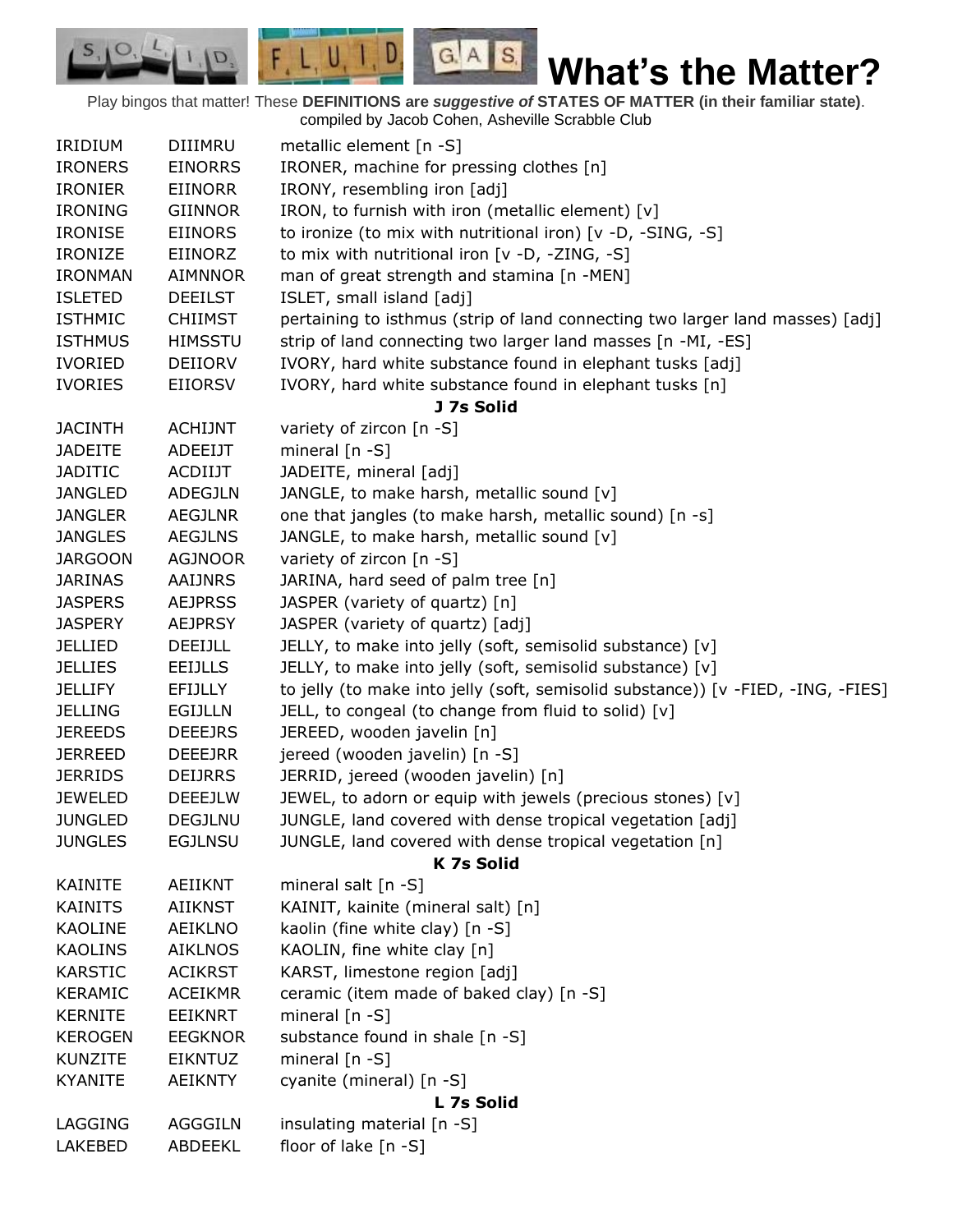# What's the Matter?

Play bingos that matter! These **DEFINITIONS are *suggestive of* STATES OF MATTER (in their familiar state)**.
compiled by Jacob Cohen, Asheville Scrabble Club

| | | |
|---|---|---|
| IRIDIUM | DIIIMRU | metallic element [n -S] |
| IRONERS | EINORRS | IRONER, machine for pressing clothes [n] |
| IRONIER | EIINORR | IRONY, resembling iron [adj] |
| IRONING | GIINNOR | IRON, to furnish with iron (metallic element) [v] |
| IRONISE | EIINORS | to ironize (to mix with nutritional iron) [v -D, -SING, -S] |
| IRONIZE | EIINORZ | to mix with nutritional iron [v -D, -ZING, -S] |
| IRONMAN | AIMNNOR | man of great strength and stamina [n -MEN] |
| ISLETED | DEEILST | ISLET, small island [adj] |
| ISTHMIC | CHIIMST | pertaining to isthmus (strip of land connecting two larger land masses) [adj] |
| ISTHMUS | HIMSSTU | strip of land connecting two larger land masses [n -MI, -ES] |
| IVORIED | DEIIORV | IVORY, hard white substance found in elephant tusks [adj] |
| IVORIES | EIIORSV | IVORY, hard white substance found in elephant tusks [n] |
| | | **J 7s Solid** |
| JACINTH | ACHIJNT | variety of zircon [n -S] |
| JADEITE | ADEEIJT | mineral [n -S] |
| JADITIC | ACDIIJT | JADEITE, mineral [adj] |
| JANGLED | ADEGJLN | JANGLE, to make harsh, metallic sound [v] |
| JANGLER | AEGJLNR | one that jangles (to make harsh, metallic sound) [n -s] |
| JANGLES | AEGJLNS | JANGLE, to make harsh, metallic sound [v] |
| JARGOON | AGJNOOR | variety of zircon [n -S] |
| JARINAS | AAIJNRS | JARINA, hard seed of palm tree [n] |
| JASPERS | AEJPRSS | JASPER (variety of quartz) [n] |
| JASPERY | AEJPRSY | JASPER (variety of quartz) [adj] |
| JELLIED | DEEIJLL | JELLY, to make into jelly (soft, semisolid substance) [v] |
| JELLIES | EEIJLLS | JELLY, to make into jelly (soft, semisolid substance) [v] |
| JELLIFY | EFIJLLY | to jelly (to make into jelly (soft, semisolid substance)) [v -FIED, -ING, -FIES] |
| JELLING | EGIJLLN | JELL, to congeal (to change from fluid to solid) [v] |
| JEREEDS | DEEEJRS | JEREED, wooden javelin [n] |
| JERREED | DEEEJRR | jereed (wooden javelin) [n -S] |
| JERRIDS | DEIJRRS | JERRID, jereed (wooden javelin) [n] |
| JEWELED | DEEEJLW | JEWEL, to adorn or equip with jewels (precious stones) [v] |
| JUNGLED | DEGJLNU | JUNGLE, land covered with dense tropical vegetation [adj] |
| JUNGLES | EGJLNSU | JUNGLE, land covered with dense tropical vegetation [n] |
| | | **K 7s Solid** |
| KAINITE | AEIIKNT | mineral salt [n -S] |
| KAINITS | AIIKNST | KAINIT, kainite (mineral salt) [n] |
| KAOLINE | AEIKLNO | kaolin (fine white clay) [n -S] |
| KAOLINS | AIKLNOS | KAOLIN, fine white clay [n] |
| KARSTIC | ACIKRST | KARST, limestone region [adj] |
| KERAMIC | ACEIKMR | ceramic (item made of baked clay) [n -S] |
| KERNITE | EEIKNRT | mineral [n -S] |
| KEROGEN | EEGKNOR | substance found in shale [n -S] |
| KUNZITE | EIKNTUZ | mineral [n -S] |
| KYANITE | AEIKNTY | cyanite (mineral) [n -S] |
| | | **L 7s Solid** |
| LAGGING | AGGGILN | insulating material [n -S] |
| LAKEBED | ABDEEKL | floor of lake [n -S] |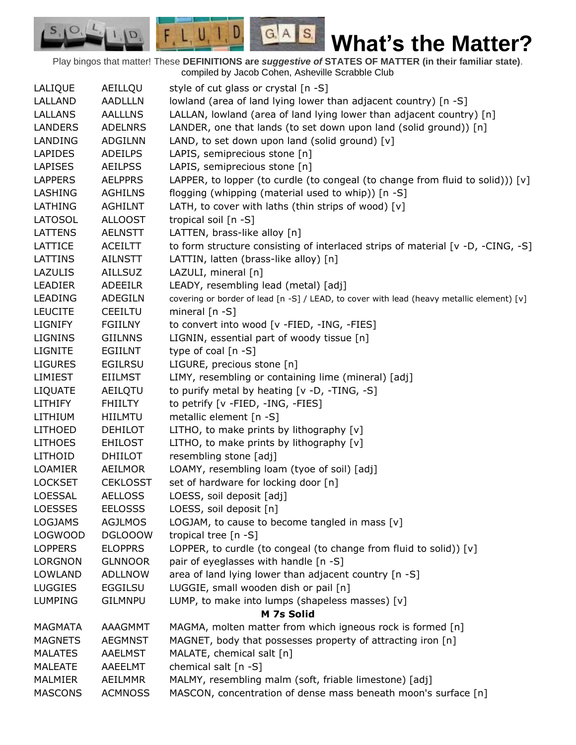# What's the Matter?

Play bingos that matter! These **DEFINITIONS are *suggestive of* STATES OF MATTER (in their familiar state)**. compiled by Jacob Cohen, Asheville Scrabble Club

| | | |
|---|---|---|
| LALIQUE | AEILLQU | style of cut glass or crystal [n -S] |
| LALLAND | AADLLLN | lowland (area of land lying lower than adjacent country) [n -S] |
| LALLANS | AALLLNS | LALLAN, lowland (area of land lying lower than adjacent country) [n] |
| LANDERS | ADELNRS | LANDER, one that lands (to set down upon land (solid ground)) [n] |
| LANDING | ADGILNN | LAND, to set down upon land (solid ground) [v] |
| LAPIDES | ADEILPS | LAPIS, semiprecious stone [n] |
| LAPISES | AEILPSS | LAPIS, semiprecious stone [n] |
| LAPPERS | AELPPRS | LAPPER, to lopper (to curdle (to congeal (to change from fluid to solid))) [v] |
| LASHING | AGHILNS | flogging (whipping (material used to whip)) [n -S] |
| LATHING | AGHILNT | LATH, to cover with laths (thin strips of wood) [v] |
| LATOSOL | ALLOOST | tropical soil [n -S] |
| LATTENS | AELNSTT | LATTEN, brass-like alloy [n] |
| LATTICE | ACEILTT | to form structure consisting of interlaced strips of material [v -D, -CING, -S] |
| LATTINS | AILNSTT | LATTIN, latten (brass-like alloy) [n] |
| LAZULIS | AILLSUZ | LAZULI, mineral [n] |
| LEADIER | ADEEILR | LEADY, resembling lead (metal) [adj] |
| LEADING | ADEGILN | covering or border of lead [n -S] / LEAD, to cover with lead (heavy metallic element) [v] |
| LEUCITE | CEEILTU | mineral [n -S] |
| LIGNIFY | FGIILNY | to convert into wood [v -FIED, -ING, -FIES] |
| LIGNINS | GIILNNS | LIGNIN, essential part of woody tissue [n] |
| LIGNITE | EGIILNT | type of coal [n -S] |
| LIGURES | EGILRSU | LIGURE, precious stone [n] |
| LIMIEST | EIILMST | LIMY, resembling or containing lime (mineral) [adj] |
| LIQUATE | AEILQTU | to purify metal by heating [v -D, -TING, -S] |
| LITHIFY | FHIILTY | to petrify [v -FIED, -ING, -FIES] |
| LITHIUM | HIILMTU | metallic element [n -S] |
| LITHOED | DEHILOT | LITHO, to make prints by lithography [v] |
| LITHOES | EHILOST | LITHO, to make prints by lithography [v] |
| LITHOID | DHIILOT | resembling stone [adj] |
| LOAMIER | AEILMOR | LOAMY, resembling loam (tyoe of soil) [adj] |
| LOCKSET | CEKLOSST | set of hardware for locking door [n] |
| LOESSAL | AELLOSS | LOESS, soil deposit [adj] |
| LOESSES | EELOSSS | LOESS, soil deposit [n] |
| LOGJAMS | AGJLMOS | LOGJAM, to cause to become tangled in mass [v] |
| LOGWOOD | DGLOOOW | tropical tree [n -S] |
| LOPPERS | ELOPPRS | LOPPER, to curdle (to congeal (to change from fluid to solid)) [v] |
| LORGNON | GLNNOOR | pair of eyeglasses with handle [n -S] |
| LOWLAND | ADLLNOW | area of land lying lower than adjacent country [n -S] |
| LUGGIES | EGGILSU | LUGGIE, small wooden dish or pail [n] |
| LUMPING | GILMNPU | LUMP, to make into lumps (shapeless masses) [v] |
| | | **M 7s Solid** |
| MAGMATA | AAAGMMT | MAGMA, molten matter from which igneous rock is formed [n] |
| MAGNETS | AEGMNST | MAGNET, body that possesses property of attracting iron [n] |
| MALATES | AAELMST | MALATE, chemical salt [n] |
| MALEATE | AAEELMT | chemical salt [n -S] |
| MALMIER | AEILMMR | MALMY, resembling malm (soft, friable limestone) [adj] |
| MASCONS | ACMNOSS | MASCON, concentration of dense mass beneath moon's surface [n] |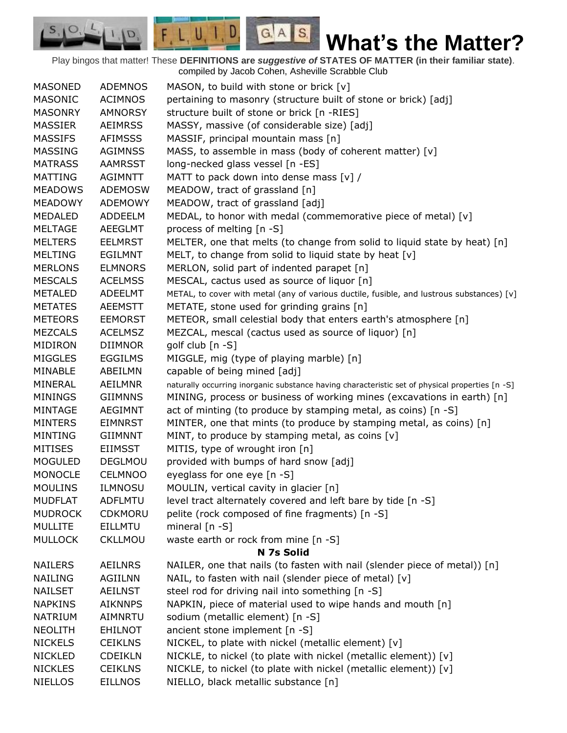# What's the Matter?

Play bingos that matter! These **DEFINITIONS are *suggestive of* STATES OF MATTER (in their familiar state)**. compiled by Jacob Cohen, Asheville Scrabble Club

| | | |
|---|---|---|
| MASONED | ADEMNOS | MASON, to build with stone or brick [v] |
| MASONIC | ACIMNOS | pertaining to masonry (structure built of stone or brick) [adj] |
| MASONRY | AMNORSY | structure built of stone or brick [n -RIES] |
| MASSIER | AEIMRSS | MASSY, massive (of considerable size) [adj] |
| MASSIFS | AFIMSSS | MASSIF, principal mountain mass [n] |
| MASSING | AGIMNSS | MASS, to assemble in mass (body of coherent matter) [v] |
| MATRASS | AAMRSST | long-necked glass vessel [n -ES] |
| MATTING | AGIMNTT | MATT to pack down into dense mass [v] / |
| MEADOWS | ADEMOSW | MEADOW, tract of grassland [n] |
| MEADOWY | ADEMOWY | MEADOW, tract of grassland [adj] |
| MEDALED | ADDEELM | MEDAL, to honor with medal (commemorative piece of metal) [v] |
| MELTAGE | AEEGLMT | process of melting [n -S] |
| MELTERS | EELMRST | MELTER, one that melts (to change from solid to liquid state by heat) [n] |
| MELTING | EGILMNT | MELT, to change from solid to liquid state by heat [v] |
| MERLONS | ELMNORS | MERLON, solid part of indented parapet [n] |
| MESCALS | ACELMSS | MESCAL, cactus used as source of liquor [n] |
| METALED | ADEELMT | METAL, to cover with metal (any of various ductile, fusible, and lustrous substances) [v] |
| METATES | AEEMSTT | METATE, stone used for grinding grains [n] |
| METEORS | EEMORST | METEOR, small celestial body that enters earth's atmosphere [n] |
| MEZCALS | ACELMSZ | MEZCAL, mescal (cactus used as source of liquor) [n] |
| MIDIRON | DIIMNOR | golf club [n -S] |
| MIGGLES | EGGILMS | MIGGLE, mig (type of playing marble) [n] |
| MINABLE | ABEILMN | capable of being mined [adj] |
| MINERAL | AEILMNR | naturally occurring inorganic substance having characteristic set of physical properties [n -S] |
| MININGS | GIIMNNS | MINING, process or business of working mines (excavations in earth) [n] |
| MINTAGE | AEGIMNT | act of minting (to produce by stamping metal, as coins) [n -S] |
| MINTERS | EIMNRST | MINTER, one that mints (to produce by stamping metal, as coins) [n] |
| MINTING | GIIMNNT | MINT, to produce by stamping metal, as coins [v] |
| MITISES | EIIMSST | MITIS, type of wrought iron [n] |
| MOGULED | DEGLMOU | provided with bumps of hard snow [adj] |
| MONOCLE | CELMNOO | eyeglass for one eye [n -S] |
| MOULINS | ILMNOSU | MOULIN, vertical cavity in glacier [n] |
| MUDFLAT | ADFLMTU | level tract alternately covered and left bare by tide [n -S] |
| MUDROCK | CDKMORU | pelite (rock composed of fine fragments) [n -S] |
| MULLITE | EILLMTU | mineral [n -S] |
| MULLOCK | CKLLMOU | waste earth or rock from mine [n -S] |

**N 7s Solid**

| | | |
|---|---|---|
| NAILERS | AEILNRS | NAILER, one that nails (to fasten with nail (slender piece of metal)) [n] |
| NAILING | AGIILNN | NAIL, to fasten with nail (slender piece of metal) [v] |
| NAILSET | AEILNST | steel rod for driving nail into something [n -S] |
| NAPKINS | AIKNNPS | NAPKIN, piece of material used to wipe hands and mouth [n] |
| NATRIUM | AIMNRTU | sodium (metallic element) [n -S] |
| NEOLITH | EHILNOT | ancient stone implement [n -S] |
| NICKELS | CEIKLNS | NICKEL, to plate with nickel (metallic element) [v] |
| NICKLED | CDEIKLN | NICKLE, to nickel (to plate with nickel (metallic element)) [v] |
| NICKLES | CEIKLNS | NICKLE, to nickel (to plate with nickel (metallic element)) [v] |
| NIELLOS | EILLNOS | NIELLO, black metallic substance [n] |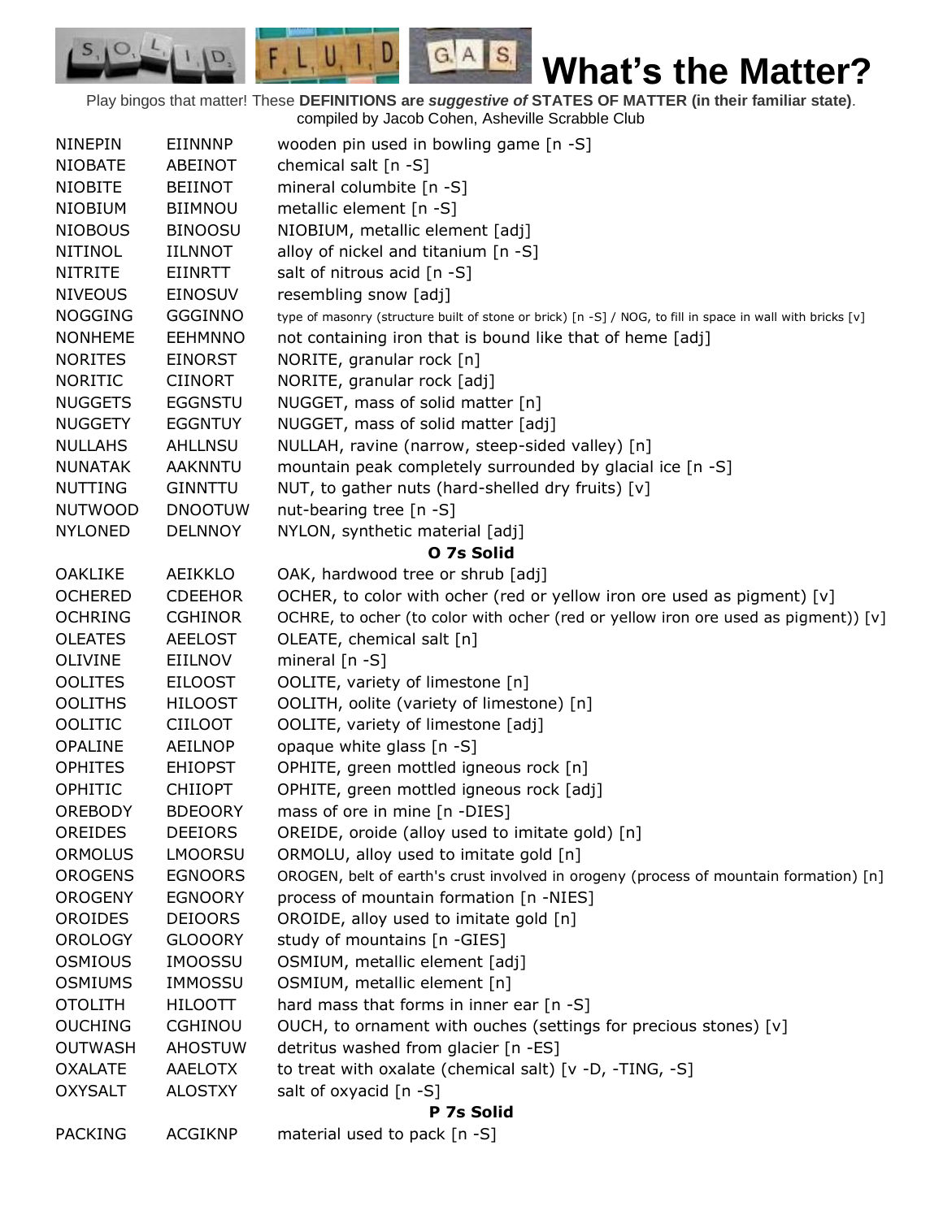# What's the Matter?

Play bingos that matter! These **DEFINITIONS are *suggestive of* STATES OF MATTER (in their familiar state)**.
compiled by Jacob Cohen, Asheville Scrabble Club

| | | |
|---|---|---|
| NINEPIN | EIINNNP | wooden pin used in bowling game [n -S] |
| NIOBATE | ABEINOT | chemical salt [n -S] |
| NIOBITE | BEIINOT | mineral columbite [n -S] |
| NIOBIUM | BIIMNOU | metallic element [n -S] |
| NIOBOUS | BINOOSU | NIOBIUM, metallic element [adj] |
| NITINOL | IILNNOT | alloy of nickel and titanium [n -S] |
| NITRITE | EIINRTT | salt of nitrous acid [n -S] |
| NIVEOUS | EINOSUV | resembling snow [adj] |
| NOGGING | GGGINNO | type of masonry (structure built of stone or brick) [n -S] / NOG, to fill in space in wall with bricks [v] |
| NONHEME | EEHMNNO | not containing iron that is bound like that of heme [adj] |
| NORITES | EINORST | NORITE, granular rock [n] |
| NORITIC | CIINORT | NORITE, granular rock [adj] |
| NUGGETS | EGGNSTU | NUGGET, mass of solid matter [n] |
| NUGGETY | EGGNTUY | NUGGET, mass of solid matter [adj] |
| NULLAHS | AHLLNSU | NULLAH, ravine (narrow, steep-sided valley) [n] |
| NUNATAK | AAKNNTU | mountain peak completely surrounded by glacial ice [n -S] |
| NUTTING | GINNTTU | NUT, to gather nuts (hard-shelled dry fruits) [v] |
| NUTWOOD | DNOOTUW | nut-bearing tree [n -S] |
| NYLONED | DELNNOY | NYLON, synthetic material [adj] |
| | | **O 7s Solid** |
| OAKLIKE | AEIKKLO | OAK, hardwood tree or shrub [adj] |
| OCHERED | CDEEHOR | OCHER, to color with ocher (red or yellow iron ore used as pigment) [v] |
| OCHRING | CGHINOR | OCHRE, to ocher (to color with ocher (red or yellow iron ore used as pigment)) [v] |
| OLEATES | AEELOST | OLEATE, chemical salt [n] |
| OLIVINE | EIILNOV | mineral [n -S] |
| OOLITES | EILOOST | OOLITE, variety of limestone [n] |
| OOLITHS | HILOOST | OOLITH, oolite (variety of limestone) [n] |
| OOLITIC | CIILOOT | OOLITE, variety of limestone [adj] |
| OPALINE | AEILNOP | opaque white glass [n -S] |
| OPHITES | EHIOPST | OPHITE, green mottled igneous rock [n] |
| OPHITIC | CHIIOPT | OPHITE, green mottled igneous rock [adj] |
| OREBODY | BDEOORY | mass of ore in mine [n -DIES] |
| OREIDES | DEEIORS | OREIDE, oroide (alloy used to imitate gold) [n] |
| ORMOLUS | LMOORSU | ORMOLU, alloy used to imitate gold [n] |
| OROGENS | EGNOORS | OROGEN, belt of earth's crust involved in orogeny (process of mountain formation) [n] |
| OROGENY | EGNOORY | process of mountain formation [n -NIES] |
| OROIDES | DEIOORS | OROIDE, alloy used to imitate gold [n] |
| OROLOGY | GLOOORY | study of mountains [n -GIES] |
| OSMIOUS | IMOOSSU | OSMIUM, metallic element [adj] |
| OSMIUMS | IMMOSSU | OSMIUM, metallic element [n] |
| OTOLITH | HILOOTT | hard mass that forms in inner ear [n -S] |
| OUCHING | CGHINOU | OUCH, to ornament with ouches (settings for precious stones) [v] |
| OUTWASH | AHOSTUW | detritus washed from glacier [n -ES] |
| OXALATE | AAELOTX | to treat with oxalate (chemical salt) [v -D, -TING, -S] |
| OXYSALT | ALOSTXY | salt of oxyacid [n -S] |
| | | **P 7s Solid** |
| PACKING | ACGIKNP | material used to pack [n -S] |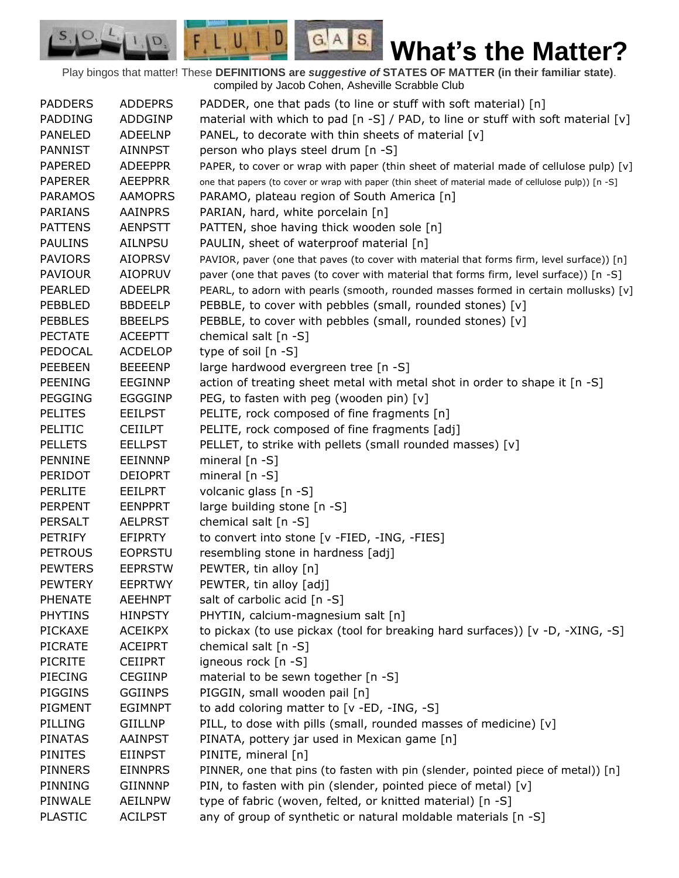# What's the Matter?

Play bingos that matter! These **DEFINITIONS are *suggestive of* STATES OF MATTER (in their familiar state)**. compiled by Jacob Cohen, Asheville Scrabble Club

| | | |
|---|---|---|
| PADDERS | ADDEPRS | PADDER, one that pads (to line or stuff with soft material) [n] |
| PADDING | ADDGINP | material with which to pad [n -S] / PAD, to line or stuff with soft material [v] |
| PANELED | ADEELNP | PANEL, to decorate with thin sheets of material [v] |
| PANNIST | AINNPST | person who plays steel drum [n -S] |
| PAPERED | ADEEPPR | PAPER, to cover or wrap with paper (thin sheet of material made of cellulose pulp) [v] |
| PAPERER | AEEPPRR | one that papers (to cover or wrap with paper (thin sheet of material made of cellulose pulp)) [n -S] |
| PARAMOS | AAMOPRS | PARAMO, plateau region of South America [n] |
| PARIANS | AAINPRS | PARIAN, hard, white porcelain [n] |
| PATTENS | AENPSTT | PATTEN, shoe having thick wooden sole [n] |
| PAULINS | AILNPSU | PAULIN, sheet of waterproof material [n] |
| PAVIORS | AIOPRSV | PAVIOR, paver (one that paves (to cover with material that forms firm, level surface)) [n] |
| PAVIOUR | AIOPRUV | paver (one that paves (to cover with material that forms firm, level surface)) [n -S] |
| PEARLED | ADEELPR | PEARL, to adorn with pearls (smooth, rounded masses formed in certain mollusks) [v] |
| PEBBLED | BBDEELP | PEBBLE, to cover with pebbles (small, rounded stones) [v] |
| PEBBLES | BBEELPS | PEBBLE, to cover with pebbles (small, rounded stones) [v] |
| PECTATE | ACEEPTT | chemical salt [n -S] |
| PEDOCAL | ACDELOP | type of soil [n -S] |
| PEEBEEN | BEEEENP | large hardwood evergreen tree [n -S] |
| PEENING | EEGINNP | action of treating sheet metal with metal shot in order to shape it [n -S] |
| PEGGING | EGGGINP | PEG, to fasten with peg (wooden pin) [v] |
| PELITES | EEILPST | PELITE, rock composed of fine fragments [n] |
| PELITIC | CEIILPT | PELITE, rock composed of fine fragments [adj] |
| PELLETS | EELLPST | PELLET, to strike with pellets (small rounded masses) [v] |
| PENNINE | EEINNNP | mineral [n -S] |
| PERIDOT | DEIOPRT | mineral [n -S] |
| PERLITE | EEILPRT | volcanic glass [n -S] |
| PERPENT | EENPPRT | large building stone [n -S] |
| PERSALT | AELPRST | chemical salt [n -S] |
| PETRIFY | EFIPRTY | to convert into stone [v -FIED, -ING, -FIES] |
| PETROUS | EOPRSTU | resembling stone in hardness [adj] |
| PEWTERS | EEPRSTW | PEWTER, tin alloy [n] |
| PEWTERY | EEPRTWY | PEWTER, tin alloy [adj] |
| PHENATE | AEEHNPT | salt of carbolic acid [n -S] |
| PHYTINS | HINPSTY | PHYTIN, calcium-magnesium salt [n] |
| PICKAXE | ACEIKPX | to pickax (to use pickax (tool for breaking hard surfaces)) [v -D, -XING, -S] |
| PICRATE | ACEIPRT | chemical salt [n -S] |
| PICRITE | CEIIPRT | igneous rock [n -S] |
| PIECING | CEGIINP | material to be sewn together [n -S] |
| PIGGINS | GGIINPS | PIGGIN, small wooden pail [n] |
| PIGMENT | EGIMNPT | to add coloring matter to [v -ED, -ING, -S] |
| PILLING | GIILLNP | PILL, to dose with pills (small, rounded masses of medicine) [v] |
| PINATAS | AAINPST | PINATA, pottery jar used in Mexican game [n] |
| PINITES | EIINPST | PINITE, mineral [n] |
| PINNERS | EINNPRS | PINNER, one that pins (to fasten with pin (slender, pointed piece of metal)) [n] |
| PINNING | GIINNNP | PIN, to fasten with pin (slender, pointed piece of metal) [v] |
| PINWALE | AEILNPW | type of fabric (woven, felted, or knitted material) [n -S] |
| PLASTIC | ACILPST | any of group of synthetic or natural moldable materials [n -S] |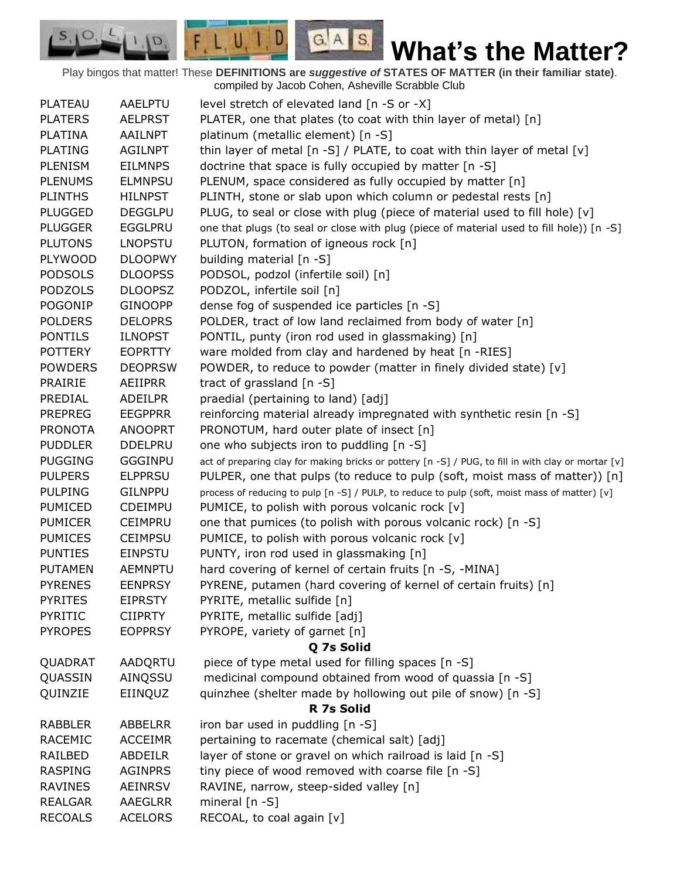# What's the Matter?

Play bingos that matter! These **DEFINITIONS are *suggestive of* STATES OF MATTER (in their familiar state)**. compiled by Jacob Cohen, Asheville Scrabble Club

| | | |
|---|---|---|
| PLATEAU | AAELPTU | level stretch of elevated land [n -S or -X] |
| PLATERS | AELPRST | PLATER, one that plates (to coat with thin layer of metal) [n] |
| PLATINA | AAILNPT | platinum (metallic element) [n -S] |
| PLATING | AGILNPT | thin layer of metal [n -S] / PLATE, to coat with thin layer of metal [v] |
| PLENISM | EILMNPS | doctrine that space is fully occupied by matter [n -S] |
| PLENUMS | ELMNPSU | PLENUM, space considered as fully occupied by matter [n] |
| PLINTHS | HILNPST | PLINTH, stone or slab upon which column or pedestal rests [n] |
| PLUGGED | DEGGLPU | PLUG, to seal or close with plug (piece of material used to fill hole) [v] |
| PLUGGER | EGGLPRU | one that plugs (to seal or close with plug (piece of material used to fill hole)) [n -S] |
| PLUTONS | LNOPSTU | PLUTON, formation of igneous rock [n] |
| PLYWOOD | DLOOPWY | building material [n -S] |
| PODSOLS | DLOOPSS | PODSOL, podzol (infertile soil) [n] |
| PODZOLS | DLOOPSZ | PODZOL, infertile soil [n] |
| POGONIP | GINOOPP | dense fog of suspended ice particles [n -S] |
| POLDERS | DELOPRS | POLDER, tract of low land reclaimed from body of water [n] |
| PONTILS | ILNOPST | PONTIL, punty (iron rod used in glassmaking) [n] |
| POTTERY | EOPRTTY | ware molded from clay and hardened by heat [n -RIES] |
| POWDERS | DEOPRSW | POWDER, to reduce to powder (matter in finely divided state) [v] |
| PRAIRIE | AEIIPRR | tract of grassland [n -S] |
| PREDIAL | ADEILPR | praedial (pertaining to land) [adj] |
| PREPREG | EEGPPRR | reinforcing material already impregnated with synthetic resin [n -S] |
| PRONOTA | ANOOPRT | PRONOTUM, hard outer plate of insect [n] |
| PUDDLER | DDELPRU | one who subjects iron to puddling [n -S] |
| PUGGING | GGGINPU | act of preparing clay for making bricks or pottery [n -S] / PUG, to fill in with clay or mortar [v] |
| PULPERS | ELPPRSU | PULPER, one that pulps (to reduce to pulp (soft, moist mass of matter)) [n] |
| PULPING | GILNPPU | process of reducing to pulp [n -S] / PULP, to reduce to pulp (soft, moist mass of matter) [v] |
| PUMICED | CDEIMPU | PUMICE, to polish with porous volcanic rock [v] |
| PUMICER | CEIMPRU | one that pumices (to polish with porous volcanic rock) [n -S] |
| PUMICES | CEIMPSU | PUMICE, to polish with porous volcanic rock [v] |
| PUNTIES | EINPSTU | PUNTY, iron rod used in glassmaking [n] |
| PUTAMEN | AEMNPTU | hard covering of kernel of certain fruits [n -S, -MINA] |
| PYRENES | EENPRSY | PYRENE, putamen (hard covering of kernel of certain fruits) [n] |
| PYRITES | EIPRSTY | PYRITE, metallic sulfide [n] |
| PYRITIC | CIIPRTY | PYRITE, metallic sulfide [adj] |
| PYROPES | EOPPRSY | PYROPE, variety of garnet [n] |
| | | **Q 7s Solid** |
| QUADRAT | AADQRTU | piece of type metal used for filling spaces [n -S] |
| QUASSIN | AINQSSU | medicinal compound obtained from wood of quassia [n -S] |
| QUINZIE | EIINQUZ | quinzhee (shelter made by hollowing out pile of snow) [n -S] |
| | | **R 7s Solid** |
| RABBLER | ABBELRR | iron bar used in puddling [n -S] |
| RACEMIC | ACCEIMR | pertaining to racemate (chemical salt) [adj] |
| RAILBED | ABDEILR | layer of stone or gravel on which railroad is laid [n -S] |
| RASPING | AGINPRS | tiny piece of wood removed with coarse file [n -S] |
| RAVINES | AEINRSV | RAVINE, narrow, steep-sided valley [n] |
| REALGAR | AAEGLRR | mineral [n -S] |
| RECOALS | ACELORS | RECOAL, to coal again [v] |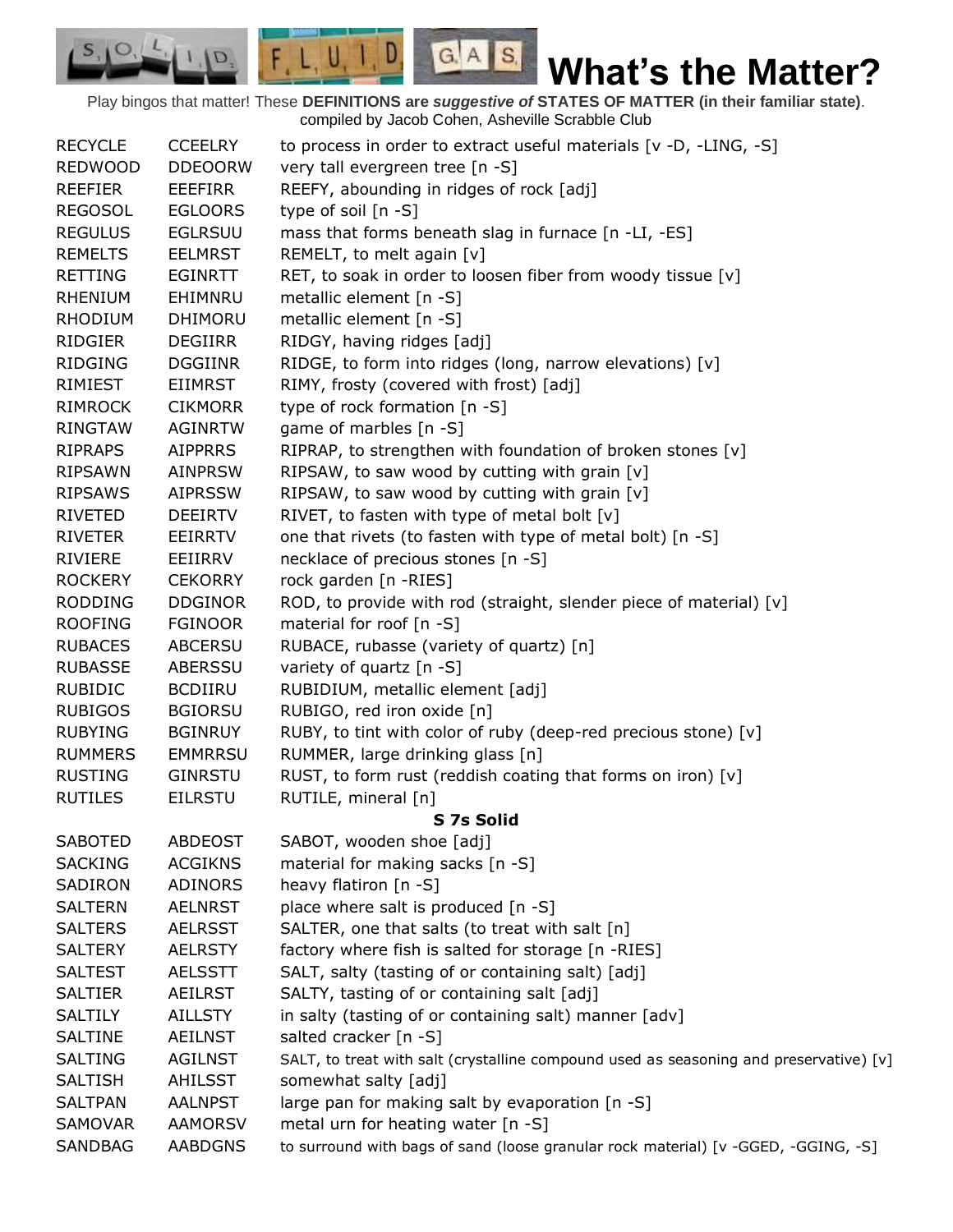# What's the Matter?

Play bingos that matter! These **DEFINITIONS are *suggestive of* STATES OF MATTER (in their familiar state)**. compiled by Jacob Cohen, Asheville Scrabble Club

| | | |
|---|---|---|
| RECYCLE | CCEELRY | to process in order to extract useful materials [v -D, -LING, -S] |
| REDWOOD | DDEOORW | very tall evergreen tree [n -S] |
| REEFIER | EEEFIRR | REEFY, abounding in ridges of rock [adj] |
| REGOSOL | EGLOORS | type of soil [n -S] |
| REGULUS | EGLRSUU | mass that forms beneath slag in furnace [n -LI, -ES] |
| REMELTS | EELMRST | REMELT, to melt again [v] |
| RETTING | EGINRTT | RET, to soak in order to loosen fiber from woody tissue [v] |
| RHENIUM | EHIMNRU | metallic element [n -S] |
| RHODIUM | DHIMORU | metallic element [n -S] |
| RIDGIER | DEGIIRR | RIDGY, having ridges [adj] |
| RIDGING | DGGIINR | RIDGE, to form into ridges (long, narrow elevations) [v] |
| RIMIEST | EIIMRST | RIMY, frosty (covered with frost) [adj] |
| RIMROCK | CIKMORR | type of rock formation [n -S] |
| RINGTAW | AGINRTW | game of marbles [n -S] |
| RIPRAPS | AIPPRRS | RIPRAP, to strengthen with foundation of broken stones [v] |
| RIPSAWN | AINPRSW | RIPSAW, to saw wood by cutting with grain [v] |
| RIPSAWS | AIPRSSW | RIPSAW, to saw wood by cutting with grain [v] |
| RIVETED | DEEIRTV | RIVET, to fasten with type of metal bolt [v] |
| RIVETER | EEIRRTV | one that rivets (to fasten with type of metal bolt) [n -S] |
| RIVIERE | EEIIRRV | necklace of precious stones [n -S] |
| ROCKERY | CEKORRY | rock garden [n -RIES] |
| RODDING | DDGINOR | ROD, to provide with rod (straight, slender piece of material) [v] |
| ROOFING | FGINOOR | material for roof [n -S] |
| RUBACES | ABCERSU | RUBACE, rubasse (variety of quartz) [n] |
| RUBASSE | ABERSSU | variety of quartz [n -S] |
| RUBIDIC | BCDIIRU | RUBIDIUM, metallic element [adj] |
| RUBIGOS | BGIORSU | RUBIGO, red iron oxide [n] |
| RUBYING | BGINRUY | RUBY, to tint with color of ruby (deep-red precious stone) [v] |
| RUMMERS | EMMRRSU | RUMMER, large drinking glass [n] |
| RUSTING | GINRSTU | RUST, to form rust (reddish coating that forms on iron) [v] |
| RUTILES | EILRSTU | RUTILE, mineral [n] |
| | | **S 7s Solid** |
| SABOTED | ABDEOST | SABOT, wooden shoe [adj] |
| SACKING | ACGIKNS | material for making sacks [n -S] |
| SADIRON | ADINORS | heavy flatiron [n -S] |
| SALTERN | AELNRST | place where salt is produced [n -S] |
| SALTERS | AELRSST | SALTER, one that salts (to treat with salt [n] |
| SALTERY | AELRSTY | factory where fish is salted for storage [n -RIES] |
| SALTEST | AELSSTT | SALT, salty (tasting of or containing salt) [adj] |
| SALTIER | AEILRST | SALTY, tasting of or containing salt [adj] |
| SALTILY | AILLSTY | in salty (tasting of or containing salt) manner [adv] |
| SALTINE | AEILNST | salted cracker [n -S] |
| SALTING | AGILNST | SALT, to treat with salt (crystalline compound used as seasoning and preservative) [v] |
| SALTISH | AHILSST | somewhat salty [adj] |
| SALTPAN | AALNPST | large pan for making salt by evaporation [n -S] |
| SAMOVAR | AAMORSV | metal urn for heating water [n -S] |
| SANDBAG | AABDGNS | to surround with bags of sand (loose granular rock material) [v -GGED, -GGING, -S] |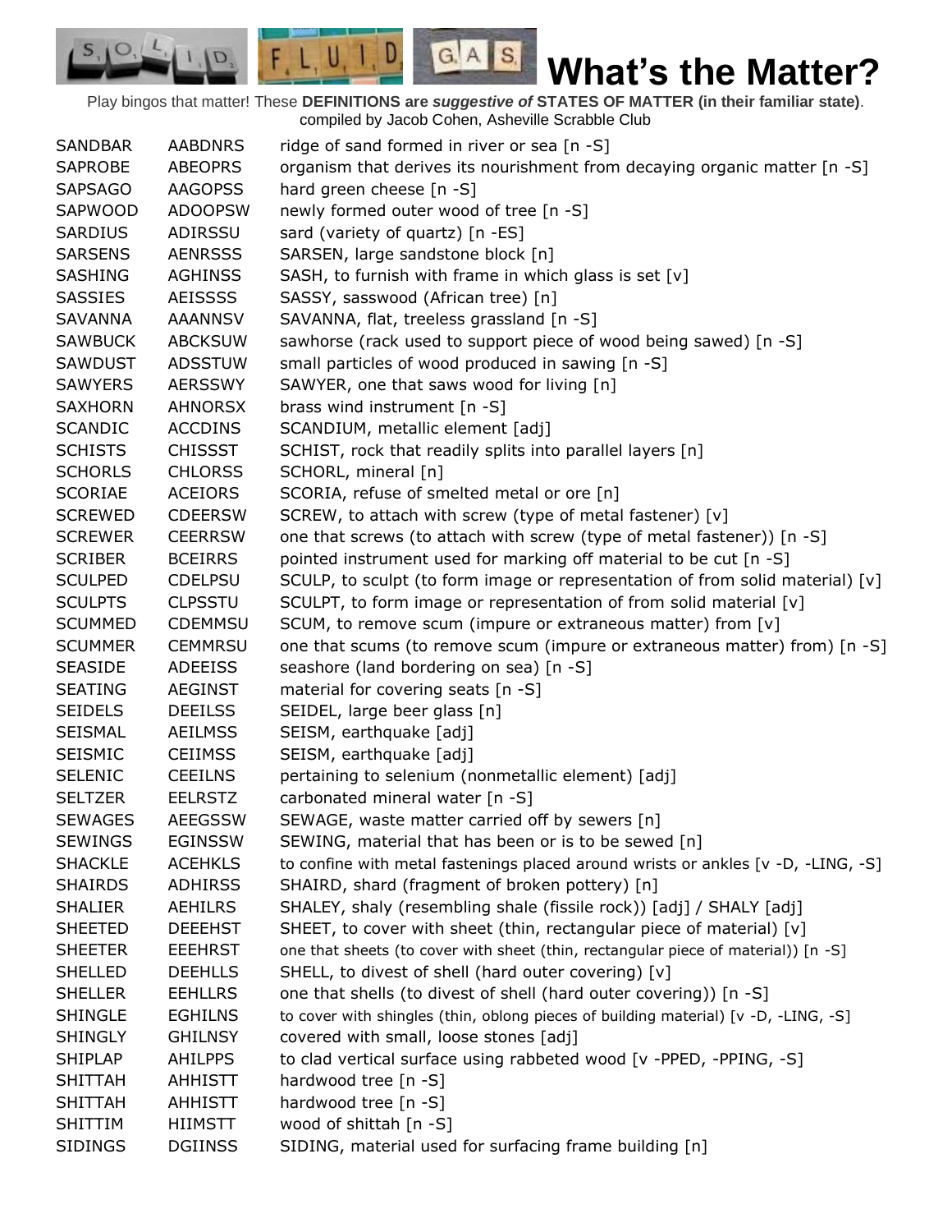# What's the Matter?

Play bingos that matter! These **DEFINITIONS are *suggestive of* STATES OF MATTER (in their familiar state)**.
compiled by Jacob Cohen, Asheville Scrabble Club

| | | |
|---|---|---|
| SANDBAR | AABDNRS | ridge of sand formed in river or sea [n -S] |
| SAPROBE | ABEOPRS | organism that derives its nourishment from decaying organic matter [n -S] |
| SAPSAGO | AAGOPSS | hard green cheese [n -S] |
| SAPWOOD | ADOOPSW | newly formed outer wood of tree [n -S] |
| SARDIUS | ADIRSSU | sard (variety of quartz) [n -ES] |
| SARSENS | AENRSSS | SARSEN, large sandstone block [n] |
| SASHING | AGHINSS | SASH, to furnish with frame in which glass is set [v] |
| SASSIES | AEISSSS | SASSY, sasswood (African tree) [n] |
| SAVANNA | AAANNSV | SAVANNA, flat, treeless grassland [n -S] |
| SAWBUCK | ABCKSUW | sawhorse (rack used to support piece of wood being sawed) [n -S] |
| SAWDUST | ADSSTUW | small particles of wood produced in sawing [n -S] |
| SAWYERS | AERSSWY | SAWYER, one that saws wood for living [n] |
| SAXHORN | AHNORSX | brass wind instrument [n -S] |
| SCANDIC | ACCDINS | SCANDIUM, metallic element [adj] |
| SCHISTS | CHISSST | SCHIST, rock that readily splits into parallel layers [n] |
| SCHORLS | CHLORSS | SCHORL, mineral [n] |
| SCORIAE | ACEIORS | SCORIA, refuse of smelted metal or ore [n] |
| SCREWED | CDEERSW | SCREW, to attach with screw (type of metal fastener) [v] |
| SCREWER | CEERRSW | one that screws (to attach with screw (type of metal fastener)) [n -S] |
| SCRIBER | BCEIRRS | pointed instrument used for marking off material to be cut [n -S] |
| SCULPED | CDELPSU | SCULP, to sculpt (to form image or representation of from solid material) [v] |
| SCULPTS | CLPSSTU | SCULPT, to form image or representation of from solid material [v] |
| SCUMMED | CDEMMSU | SCUM, to remove scum (impure or extraneous matter) from [v] |
| SCUMMER | CEMMRSU | one that scums (to remove scum (impure or extraneous matter) from) [n -S] |
| SEASIDE | ADEEISS | seashore (land bordering on sea) [n -S] |
| SEATING | AEGINST | material for covering seats [n -S] |
| SEIDELS | DEEILSS | SEIDEL, large beer glass [n] |
| SEISMAL | AEILMSS | SEISM, earthquake [adj] |
| SEISMIC | CEIIMSS | SEISM, earthquake [adj] |
| SELENIC | CEEILNS | pertaining to selenium (nonmetallic element) [adj] |
| SELTZER | EELRSTZ | carbonated mineral water [n -S] |
| SEWAGES | AEEGSSW | SEWAGE, waste matter carried off by sewers [n] |
| SEWINGS | EGINSSW | SEWING, material that has been or is to be sewed [n] |
| SHACKLE | ACEHKLS | to confine with metal fastenings placed around wrists or ankles [v -D, -LING, -S] |
| SHAIRDS | ADHIRSS | SHAIRD, shard (fragment of broken pottery) [n] |
| SHALIER | AEHILRS | SHALEY, shaly (resembling shale (fissile rock)) [adj] / SHALY [adj] |
| SHEETED | DEEEHST | SHEET, to cover with sheet (thin, rectangular piece of material) [v] |
| SHEETER | EEEHRST | one that sheets (to cover with sheet (thin, rectangular piece of material)) [n -S] |
| SHELLED | DEEHLLS | SHELL, to divest of shell (hard outer covering) [v] |
| SHELLER | EEHLLRS | one that shells (to divest of shell (hard outer covering)) [n -S] |
| SHINGLE | EGHILNS | to cover with shingles (thin, oblong pieces of building material) [v -D, -LING, -S] |
| SHINGLY | GHILNSY | covered with small, loose stones [adj] |
| SHIPLAP | AHILPPS | to clad vertical surface using rabbeted wood [v -PPED, -PPING, -S] |
| SHITTAH | AHHISTT | hardwood tree [n -S] |
| SHITTAH | AHHISTT | hardwood tree [n -S] |
| SHITTIM | HIIMSTT | wood of shittah [n -S] |
| SIDINGS | DGIINSS | SIDING, material used for surfacing frame building [n] |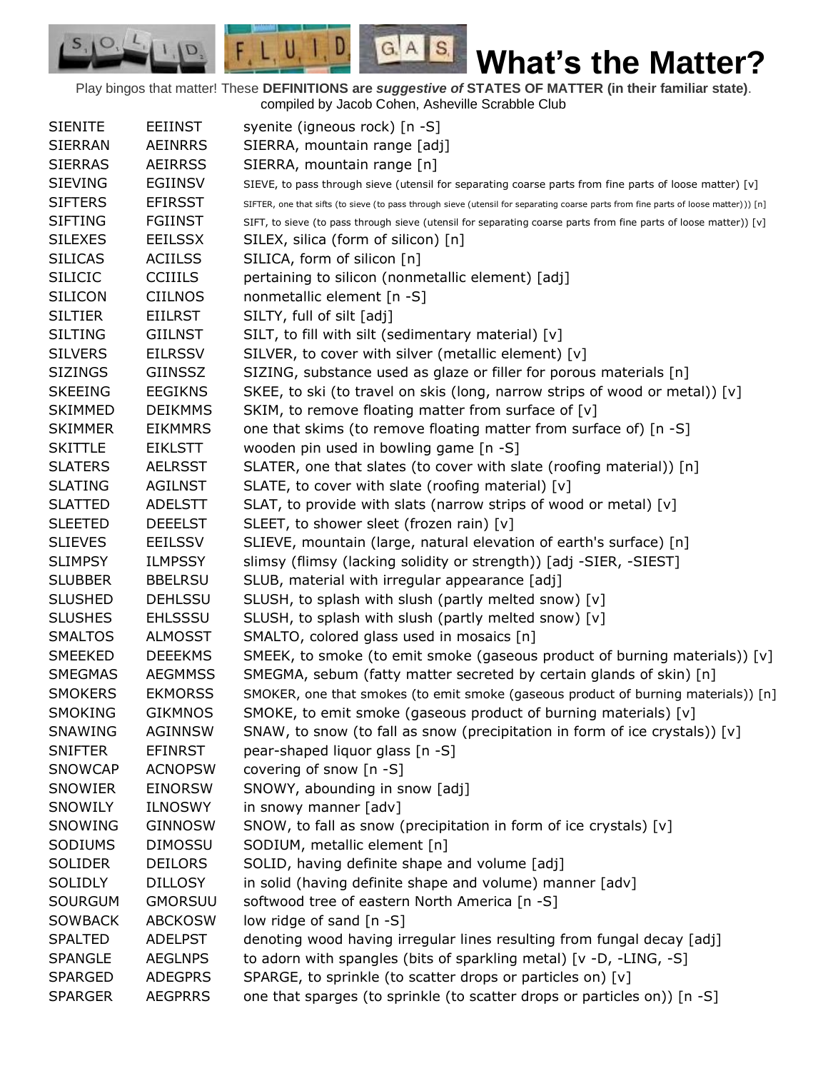# What's the Matter?

Play bingos that matter! These **DEFINITIONS are *suggestive of* STATES OF MATTER (in their familiar state)**. compiled by Jacob Cohen, Asheville Scrabble Club

| | | |
|---|---|---|
| SIENITE | EEIINST | syenite (igneous rock) [n -S] |
| SIERRAN | AEINRRS | SIERRA, mountain range [adj] |
| SIERRAS | AEIRRSS | SIERRA, mountain range [n] |
| SIEVING | EGIINSV | SIEVE, to pass through sieve (utensil for separating coarse parts from fine parts of loose matter) [v] |
| SIFTERS | EFIRSST | SIFTER, one that sifts (to sieve (to pass through sieve (utensil for separating coarse parts from fine parts of loose matter))) [n] |
| SIFTING | FGIINST | SIFT, to sieve (to pass through sieve (utensil for separating coarse parts from fine parts of loose matter)) [v] |
| SILEXES | EEILSSX | SILEX, silica (form of silicon) [n] |
| SILICAS | ACIILSS | SILICA, form of silicon [n] |
| SILICIC | CCIIILS | pertaining to silicon (nonmetallic element) [adj] |
| SILICON | CIILNOS | nonmetallic element [n -S] |
| SILTIER | EIILRST | SILTY, full of silt [adj] |
| SILTING | GIILNST | SILT, to fill with silt (sedimentary material) [v] |
| SILVERS | EILRSSV | SILVER, to cover with silver (metallic element) [v] |
| SIZINGS | GIINSSZ | SIZING, substance used as glaze or filler for porous materials [n] |
| SKEEING | EEGIKNS | SKEE, to ski (to travel on skis (long, narrow strips of wood or metal)) [v] |
| SKIMMED | DEIKMMS | SKIM, to remove floating matter from surface of [v] |
| SKIMMER | EIKMMRS | one that skims (to remove floating matter from surface of) [n -S] |
| SKITTLE | EIKLSTT | wooden pin used in bowling game [n -S] |
| SLATERS | AELRSST | SLATER, one that slates (to cover with slate (roofing material)) [n] |
| SLATING | AGILNST | SLATE, to cover with slate (roofing material) [v] |
| SLATTED | ADELSTT | SLAT, to provide with slats (narrow strips of wood or metal) [v] |
| SLEETED | DEEELST | SLEET, to shower sleet (frozen rain) [v] |
| SLIEVES | EEILSSV | SLIEVE, mountain (large, natural elevation of earth's surface) [n] |
| SLIMPSY | ILMPSSY | slimsy (flimsy (lacking solidity or strength)) [adj -SIER, -SIEST] |
| SLUBBER | BBELRSU | SLUB, material with irregular appearance [adj] |
| SLUSHED | DEHLSSU | SLUSH, to splash with slush (partly melted snow) [v] |
| SLUSHES | EHLSSSU | SLUSH, to splash with slush (partly melted snow) [v] |
| SMALTOS | ALMOSST | SMALTO, colored glass used in mosaics [n] |
| SMEEKED | DEEEKMS | SMEEK, to smoke (to emit smoke (gaseous product of burning materials)) [v] |
| SMEGMAS | AEGMMSS | SMEGMA, sebum (fatty matter secreted by certain glands of skin) [n] |
| SMOKERS | EKMORSS | SMOKER, one that smokes (to emit smoke (gaseous product of burning materials)) [n] |
| SMOKING | GIKMNOS | SMOKE, to emit smoke (gaseous product of burning materials) [v] |
| SNAWING | AGINNSW | SNAW, to snow (to fall as snow (precipitation in form of ice crystals)) [v] |
| SNIFTER | EFINRST | pear-shaped liquor glass [n -S] |
| SNOWCAP | ACNOPSW | covering of snow [n -S] |
| SNOWIER | EINORSW | SNOWY, abounding in snow [adj] |
| SNOWILY | ILNOSWY | in snowy manner [adv] |
| SNOWING | GINNOSW | SNOW, to fall as snow (precipitation in form of ice crystals) [v] |
| SODIUMS | DIMOSSU | SODIUM, metallic element [n] |
| SOLIDER | DEILORS | SOLID, having definite shape and volume [adj] |
| SOLIDLY | DILLOSY | in solid (having definite shape and volume) manner [adv] |
| SOURGUM | GMORSUU | softwood tree of eastern North America [n -S] |
| SOWBACK | ABCKOSW | low ridge of sand [n -S] |
| SPALTED | ADELPST | denoting wood having irregular lines resulting from fungal decay [adj] |
| SPANGLE | AEGLNPS | to adorn with spangles (bits of sparkling metal) [v -D, -LING, -S] |
| SPARGED | ADEGPRS | SPARGE, to sprinkle (to scatter drops or particles on) [v] |
| SPARGER | AEGPRRS | one that sparges (to sprinkle (to scatter drops or particles on)) [n -S] |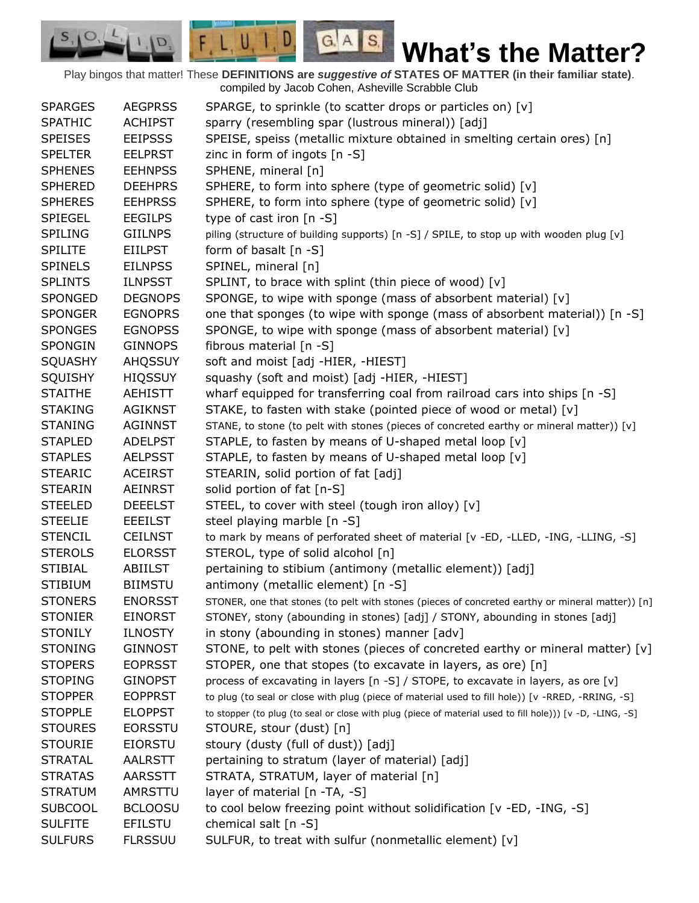# What's the Matter?

Play bingos that matter! These **DEFINITIONS are *suggestive of* STATES OF MATTER (in their familiar state)**. compiled by Jacob Cohen, Asheville Scrabble Club

| | | |
|---|---|---|
| SPARGES | AEGPRSS | SPARGE, to sprinkle (to scatter drops or particles on) [v] |
| SPATHIC | ACHIPST | sparry (resembling spar (lustrous mineral)) [adj] |
| SPEISES | EEIPSSS | SPEISE, speiss (metallic mixture obtained in smelting certain ores) [n] |
| SPELTER | EELPRST | zinc in form of ingots [n -S] |
| SPHENES | EEHNPSS | SPHENE, mineral [n] |
| SPHERED | DEEHPRS | SPHERE, to form into sphere (type of geometric solid) [v] |
| SPHERES | EEHPRSS | SPHERE, to form into sphere (type of geometric solid) [v] |
| SPIEGEL | EEGILPS | type of cast iron [n -S] |
| SPILING | GIILNPS | piling (structure of building supports) [n -S] / SPILE, to stop up with wooden plug [v] |
| SPILITE | EIILPST | form of basalt [n -S] |
| SPINELS | EILNPSS | SPINEL, mineral [n] |
| SPLINTS | ILNPSST | SPLINT, to brace with splint (thin piece of wood) [v] |
| SPONGED | DEGNOPS | SPONGE, to wipe with sponge (mass of absorbent material) [v] |
| SPONGER | EGNOPRS | one that sponges (to wipe with sponge (mass of absorbent material)) [n -S] |
| SPONGES | EGNOPSS | SPONGE, to wipe with sponge (mass of absorbent material) [v] |
| SPONGIN | GINNOPS | fibrous material [n -S] |
| SQUASHY | AHQSSUY | soft and moist [adj -HIER, -HIEST] |
| SQUISHY | HIQSSUY | squashy (soft and moist) [adj -HIER, -HIEST] |
| STAITHE | AEHISTT | wharf equipped for transferring coal from railroad cars into ships [n -S] |
| STAKING | AGIKNST | STAKE, to fasten with stake (pointed piece of wood or metal) [v] |
| STANING | AGINNST | STANE, to stone (to pelt with stones (pieces of concreted earthy or mineral matter)) [v] |
| STAPLED | ADELPST | STAPLE, to fasten by means of U-shaped metal loop [v] |
| STAPLES | AELPSST | STAPLE, to fasten by means of U-shaped metal loop [v] |
| STEARIC | ACEIRST | STEARIN, solid portion of fat [adj] |
| STEARIN | AEINRST | solid portion of fat [n-S] |
| STEELED | DEEELST | STEEL, to cover with steel (tough iron alloy) [v] |
| STEELIE | EEEILST | steel playing marble [n -S] |
| STENCIL | CEILNST | to mark by means of perforated sheet of material [v -ED, -LLED, -ING, -LLING, -S] |
| STEROLS | ELORSST | STEROL, type of solid alcohol [n] |
| STIBIAL | ABIILST | pertaining to stibium (antimony (metallic element)) [adj] |
| STIBIUM | BIIMSTU | antimony (metallic element) [n -S] |
| STONERS | ENORSST | STONER, one that stones (to pelt with stones (pieces of concreted earthy or mineral matter)) [n] |
| STONIER | EINORST | STONEY, stony (abounding in stones) [adj] / STONY, abounding in stones [adj] |
| STONILY | ILNOSTY | in stony (abounding in stones) manner [adv] |
| STONING | GINNOST | STONE, to pelt with stones (pieces of concreted earthy or mineral matter) [v] |
| STOPERS | EOPRSST | STOPER, one that stopes (to excavate in layers, as ore) [n] |
| STOPING | GINOPST | process of excavating in layers [n -S] / STOPE, to excavate in layers, as ore [v] |
| STOPPER | EOPPRST | to plug (to seal or close with plug (piece of material used to fill hole)) [v -RRED, -RRING, -S] |
| STOPPLE | ELOPPST | to stopper (to plug (to seal or close with plug (piece of material used to fill hole))) [v -D, -LING, -S] |
| STOURES | EORSSTU | STOURE, stour (dust) [n] |
| STOURIE | EIORSTU | stoury (dusty (full of dust)) [adj] |
| STRATAL | AALRSTT | pertaining to stratum (layer of material) [adj] |
| STRATAS | AARSSTT | STRATA, STRATUM, layer of material [n] |
| STRATUM | AMRSTTU | layer of material [n -TA, -S] |
| SUBCOOL | BCLOOSU | to cool below freezing point without solidification [v -ED, -ING, -S] |
| SULFITE | EFILSTU | chemical salt [n -S] |
| SULFURS | FLRSSUU | SULFUR, to treat with sulfur (nonmetallic element) [v] |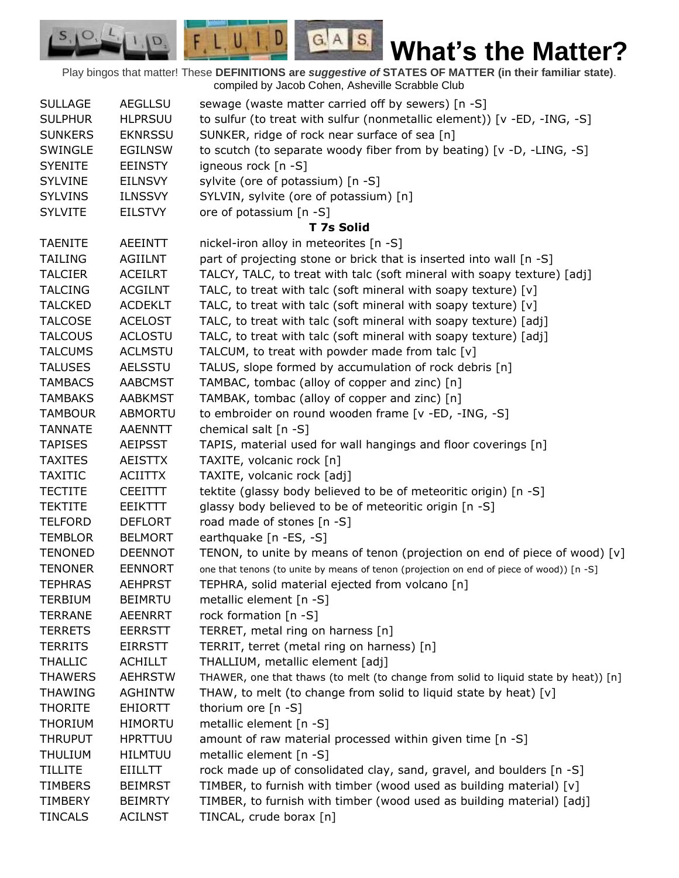# What's the Matter?

Play bingos that matter! These **DEFINITIONS are *suggestive of* STATES OF MATTER (in their familiar state)**. compiled by Jacob Cohen, Asheville Scrabble Club

| | | |
|---|---|---|
| SULLAGE | AEGLLSU | sewage (waste matter carried off by sewers) [n -S] |
| SULPHUR | HLPRSUU | to sulfur (to treat with sulfur (nonmetallic element)) [v -ED, -ING, -S] |
| SUNKERS | EKNRSSU | SUNKER, ridge of rock near surface of sea [n] |
| SWINGLE | EGILNSW | to scutch (to separate woody fiber from by beating) [v -D, -LING, -S] |
| SYENITE | EEINSTY | igneous rock [n -S] |
| SYLVINE | EILNSVY | sylvite (ore of potassium) [n -S] |
| SYLVINS | ILNSSVY | SYLVIN, sylvite (ore of potassium) [n] |
| SYLVITE | EILSTVY | ore of potassium [n -S] |

**T 7s Solid**

| | | |
|---|---|---|
| TAENITE | AEEINTT | nickel-iron alloy in meteorites [n -S] |
| TAILING | AGIILNT | part of projecting stone or brick that is inserted into wall [n -S] |
| TALCIER | ACEILRT | TALCY, TALC, to treat with talc (soft mineral with soapy texture) [adj] |
| TALCING | ACGILNT | TALC, to treat with talc (soft mineral with soapy texture) [v] |
| TALCKED | ACDEKLT | TALC, to treat with talc (soft mineral with soapy texture) [v] |
| TALCOSE | ACELOST | TALC, to treat with talc (soft mineral with soapy texture) [adj] |
| TALCOUS | ACLOSTU | TALC, to treat with talc (soft mineral with soapy texture) [adj] |
| TALCUMS | ACLMSTU | TALCUM, to treat with powder made from talc [v] |
| TALUSES | AELSSTU | TALUS, slope formed by accumulation of rock debris [n] |
| TAMBACS | AABCMST | TAMBAC, tombac (alloy of copper and zinc) [n] |
| TAMBAKS | AABKMST | TAMBAK, tombac (alloy of copper and zinc) [n] |
| TAMBOUR | ABMORTU | to embroider on round wooden frame [v -ED, -ING, -S] |
| TANNATE | AAENNTT | chemical salt [n -S] |
| TAPISES | AEIPSST | TAPIS, material used for wall hangings and floor coverings [n] |
| TAXITES | AEISTTX | TAXITE, volcanic rock [n] |
| TAXITIC | ACIITTX | TAXITE, volcanic rock [adj] |
| TECTITE | CEEITTT | tektite (glassy body believed to be of meteoritic origin) [n -S] |
| TEKTITE | EEIKTTT | glassy body believed to be of meteoritic origin [n -S] |
| TELFORD | DEFLORT | road made of stones [n -S] |
| TEMBLOR | BELMORT | earthquake [n -ES, -S] |
| TENONED | DEENNOT | TENON, to unite by means of tenon (projection on end of piece of wood) [v] |
| TENONER | EENNORT | one that tenons (to unite by means of tenon (projection on end of piece of wood)) [n -S] |
| TEPHRAS | AEHPRST | TEPHRA, solid material ejected from volcano [n] |
| TERBIUM | BEIMRTU | metallic element [n -S] |
| TERRANE | AEENRRT | rock formation [n -S] |
| TERRETS | EERRSTT | TERRET, metal ring on harness [n] |
| TERRITS | EIRRSTT | TERRIT, terret (metal ring on harness) [n] |
| THALLIC | ACHILLT | THALLIUM, metallic element [adj] |
| THAWERS | AEHRSTW | THAWER, one that thaws (to melt (to change from solid to liquid state by heat)) [n] |
| THAWING | AGHINTW | THAW, to melt (to change from solid to liquid state by heat) [v] |
| THORITE | EHIORTT | thorium ore [n -S] |
| THORIUM | HIMORTU | metallic element [n -S] |
| THRUPUT | HPRTTUU | amount of raw material processed within given time [n -S] |
| THULIUM | HILMTUU | metallic element [n -S] |
| TILLITE | EIILLTT | rock made up of consolidated clay, sand, gravel, and boulders [n -S] |
| TIMBERS | BEIMRST | TIMBER, to furnish with timber (wood used as building material) [v] |
| TIMBERY | BEIMRTY | TIMBER, to furnish with timber (wood used as building material) [adj] |
| TINCALS | ACILNST | TINCAL, crude borax [n] |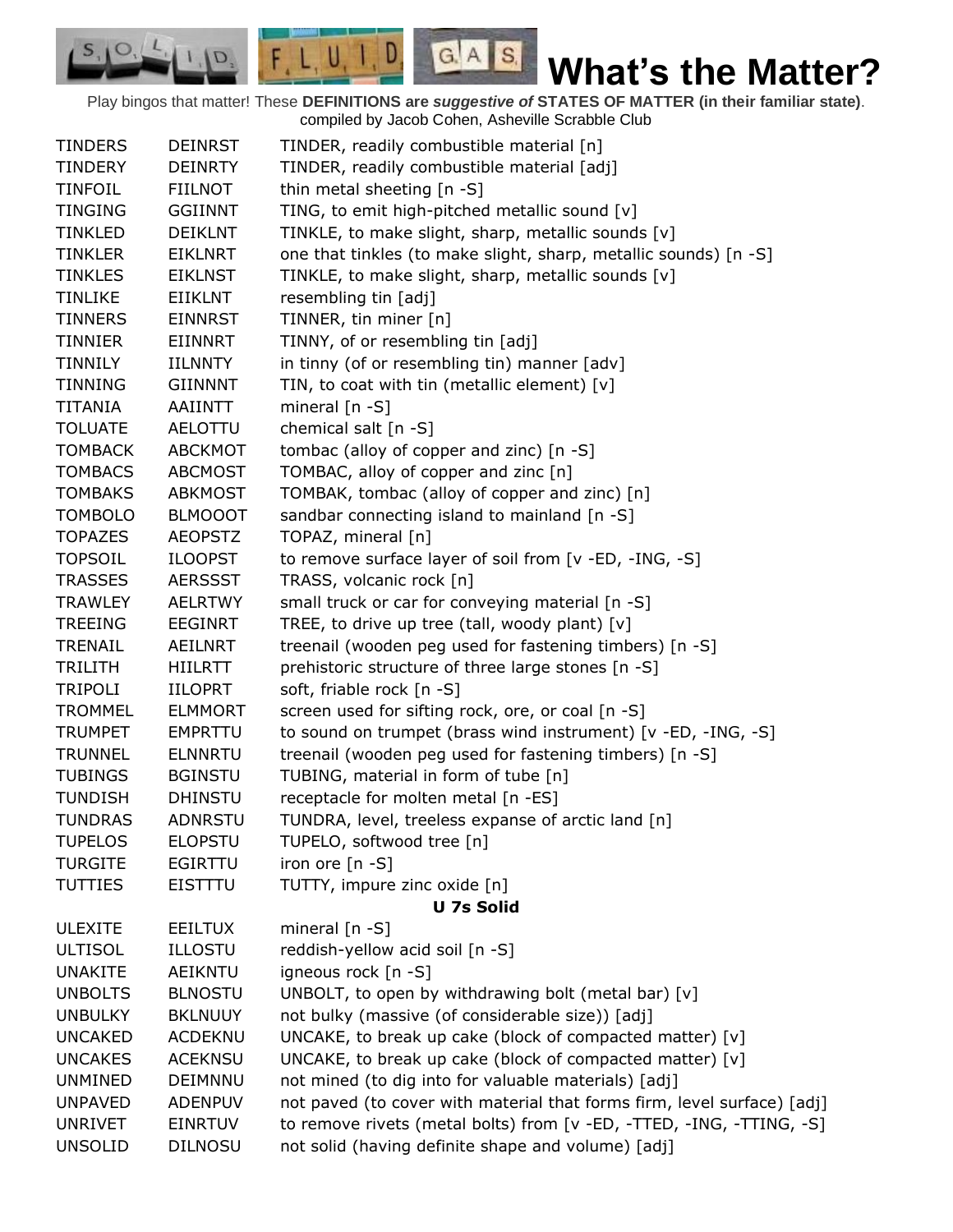# What's the Matter?

Play bingos that matter! These **DEFINITIONS are *suggestive of* STATES OF MATTER (in their familiar state)**. compiled by Jacob Cohen, Asheville Scrabble Club

| | | |
|---|---|---|
| TINDERS | DEINRST | TINDER, readily combustible material [n] |
| TINDERY | DEINRTY | TINDER, readily combustible material [adj] |
| TINFOIL | FIILNOT | thin metal sheeting [n -S] |
| TINGING | GGIINNT | TING, to emit high-pitched metallic sound [v] |
| TINKLED | DEIKLNT | TINKLE, to make slight, sharp, metallic sounds [v] |
| TINKLER | EIKLNRT | one that tinkles (to make slight, sharp, metallic sounds) [n -S] |
| TINKLES | EIKLNST | TINKLE, to make slight, sharp, metallic sounds [v] |
| TINLIKE | EIIKLNT | resembling tin [adj] |
| TINNERS | EINNRST | TINNER, tin miner [n] |
| TINNIER | EIINNRT | TINNY, of or resembling tin [adj] |
| TINNILY | IILNNTY | in tinny (of or resembling tin) manner [adv] |
| TINNING | GIINNNT | TIN, to coat with tin (metallic element) [v] |
| TITANIA | AAIINTT | mineral [n -S] |
| TOLUATE | AELOTTU | chemical salt [n -S] |
| TOMBACK | ABCKMOT | tombac (alloy of copper and zinc) [n -S] |
| TOMBACS | ABCMOST | TOMBAC, alloy of copper and zinc [n] |
| TOMBAKS | ABKMOST | TOMBAK, tombac (alloy of copper and zinc) [n] |
| TOMBOLO | BLMOOOT | sandbar connecting island to mainland [n -S] |
| TOPAZES | AEOPSTZ | TOPAZ, mineral [n] |
| TOPSOIL | ILOOPST | to remove surface layer of soil from [v -ED, -ING, -S] |
| TRASSES | AERSSST | TRASS, volcanic rock [n] |
| TRAWLEY | AELRTWY | small truck or car for conveying material [n -S] |
| TREEING | EEGINRT | TREE, to drive up tree (tall, woody plant) [v] |
| TRENAIL | AEILNRT | treenail (wooden peg used for fastening timbers) [n -S] |
| TRILITH | HIILRTT | prehistoric structure of three large stones [n -S] |
| TRIPOLI | IILOPRT | soft, friable rock [n -S] |
| TROMMEL | ELMMORT | screen used for sifting rock, ore, or coal [n -S] |
| TRUMPET | EMPRTTU | to sound on trumpet (brass wind instrument) [v -ED, -ING, -S] |
| TRUNNEL | ELNNRTU | treenail (wooden peg used for fastening timbers) [n -S] |
| TUBINGS | BGINSTU | TUBING, material in form of tube [n] |
| TUNDISH | DHINSTU | receptacle for molten metal [n -ES] |
| TUNDRAS | ADNRSTU | TUNDRA, level, treeless expanse of arctic land [n] |
| TUPELOS | ELOPSTU | TUPELO, softwood tree [n] |
| TURGITE | EGIRTTU | iron ore [n -S] |
| TUTTIES | EISTTTU | TUTTY, impure zinc oxide [n] |
| | | **U 7s Solid** |
| ULEXITE | EEILTUX | mineral [n -S] |
| ULTISOL | ILLOSTU | reddish-yellow acid soil [n -S] |
| UNAKITE | AEIKNTU | igneous rock [n -S] |
| UNBOLTS | BLNOSTU | UNBOLT, to open by withdrawing bolt (metal bar) [v] |
| UNBULKY | BKLNUUY | not bulky (massive (of considerable size)) [adj] |
| UNCAKED | ACDEKNU | UNCAKE, to break up cake (block of compacted matter) [v] |
| UNCAKES | ACEKNSU | UNCAKE, to break up cake (block of compacted matter) [v] |
| UNMINED | DEIMNNU | not mined (to dig into for valuable materials) [adj] |
| UNPAVED | ADENPUV | not paved (to cover with material that forms firm, level surface) [adj] |
| UNRIVET | EINRTUV | to remove rivets (metal bolts) from [v -ED, -TTED, -ING, -TTING, -S] |
| UNSOLID | DILNOSU | not solid (having definite shape and volume) [adj] |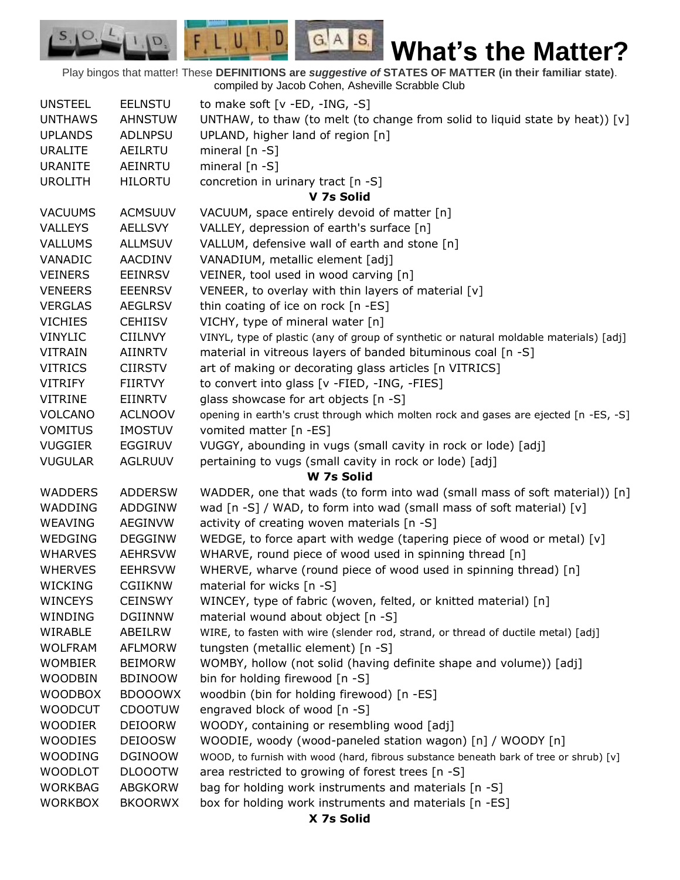# What's the Matter?

Play bingos that matter! These **DEFINITIONS are *suggestive of* STATES OF MATTER (in their familiar state)**.
compiled by Jacob Cohen, Asheville Scrabble Club

| | | |
|---|---|---|
| UNSTEEL | EELNSTU | to make soft [v -ED, -ING, -S] |
| UNTHAWS | AHNSTUW | UNTHAW, to thaw (to melt (to change from solid to liquid state by heat)) [v] |
| UPLANDS | ADLNPSU | UPLAND, higher land of region [n] |
| URALITE | AEILRTU | mineral [n -S] |
| URANITE | AEINRTU | mineral [n -S] |
| UROLITH | HILORTU | concretion in urinary tract [n -S] |

**V 7s Solid**

| | | |
|---|---|---|
| VACUUMS | ACMSUUV | VACUUM, space entirely devoid of matter [n] |
| VALLEYS | AELLSVY | VALLEY, depression of earth's surface [n] |
| VALLUMS | ALLMSUV | VALLUM, defensive wall of earth and stone [n] |
| VANADIC | AACDINV | VANADIUM, metallic element [adj] |
| VEINERS | EEINRSV | VEINER, tool used in wood carving [n] |
| VENEERS | EEENRSV | VENEER, to overlay with thin layers of material [v] |
| VERGLAS | AEGLRSV | thin coating of ice on rock [n -ES] |
| VICHIES | CEHIISV | VICHY, type of mineral water [n] |
| VINYLIC | CIILNVY | VINYL, type of plastic (any of group of synthetic or natural moldable materials) [adj] |
| VITRAIN | AIINRTV | material in vitreous layers of banded bituminous coal [n -S] |
| VITRICS | CIIRSTV | art of making or decorating glass articles [n VITRICS] |
| VITRIFY | FIIRTVY | to convert into glass [v -FIED, -ING, -FIES] |
| VITRINE | EIINRTV | glass showcase for art objects [n -S] |
| VOLCANO | ACLNOOV | opening in earth's crust through which molten rock and gases are ejected [n -ES, -S] |
| VOMITUS | IMOSTUV | vomited matter [n -ES] |
| VUGGIER | EGGIRUV | VUGGY, abounding in vugs (small cavity in rock or lode) [adj] |
| VUGULAR | AGLRUUV | pertaining to vugs (small cavity in rock or lode) [adj] |

**W 7s Solid**

| | | |
|---|---|---|
| WADDERS | ADDERSW | WADDER, one that wads (to form into wad (small mass of soft material)) [n] |
| WADDING | ADDGINW | wad [n -S] / WAD, to form into wad (small mass of soft material) [v] |
| WEAVING | AEGINVW | activity of creating woven materials [n -S] |
| WEDGING | DEGGINW | WEDGE, to force apart with wedge (tapering piece of wood or metal) [v] |
| WHARVES | AEHRSVW | WHARVE, round piece of wood used in spinning thread [n] |
| WHERVES | EEHRSVW | WHERVE, wharve (round piece of wood used in spinning thread) [n] |
| WICKING | CGIIKNW | material for wicks [n -S] |
| WINCEYS | CEINSWY | WINCEY, type of fabric (woven, felted, or knitted material) [n] |
| WINDING | DGIINNW | material wound about object [n -S] |
| WIRABLE | ABEILRW | WIRE, to fasten with wire (slender rod, strand, or thread of ductile metal) [adj] |
| WOLFRAM | AFLMORW | tungsten (metallic element) [n -S] |
| WOMBIER | BEIMORW | WOMBY, hollow (not solid (having definite shape and volume)) [adj] |
| WOODBIN | BDINOOW | bin for holding firewood [n -S] |
| WOODBOX | BDOOOWX | woodbin (bin for holding firewood) [n -ES] |
| WOODCUT | CDOOTUW | engraved block of wood [n -S] |
| WOODIER | DEIOORW | WOODY, containing or resembling wood [adj] |
| WOODIES | DEIOOSW | WOODIE, woody (wood-paneled station wagon) [n] / WOODY [n] |
| WOODING | DGINOOW | WOOD, to furnish with wood (hard, fibrous substance beneath bark of tree or shrub) [v] |
| WOODLOT | DLOOOTW | area restricted to growing of forest trees [n -S] |
| WORKBAG | ABGKORW | bag for holding work instruments and materials [n -S] |
| WORKBOX | BKOORWX | box for holding work instruments and materials [n -ES] |

**X 7s Solid**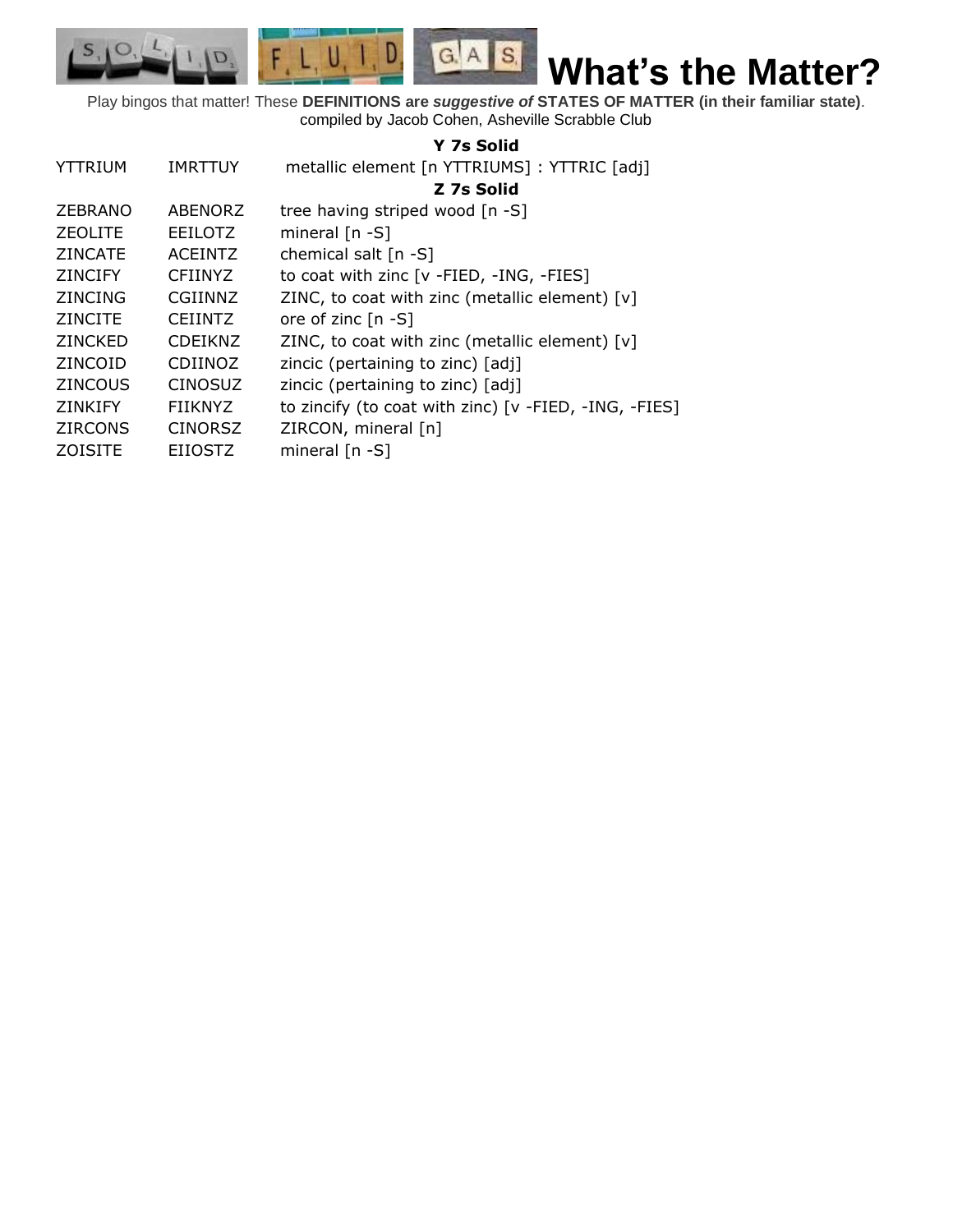# What's the Matter?

Play bingos that matter! These **DEFINITIONS are *suggestive of* STATES OF MATTER (in their familiar state)**.
compiled by Jacob Cohen, Asheville Scrabble Club

**Y 7s Solid**

| | | |
|---|---|---|
| YTTRIUM | IMRTTUY | metallic element [n YTTRIUMS] : YTTRIC [adj] |

**Z 7s Solid**

| | | |
|---|---|---|
| ZEBRANO | ABENORZ | tree having striped wood [n -S] |
| ZEOLITE | EEILOTZ | mineral [n -S] |
| ZINCATE | ACEINTZ | chemical salt [n -S] |
| ZINCIFY | CFIINYZ | to coat with zinc [v -FIED, -ING, -FIES] |
| ZINCING | CGIINNZ | ZINC, to coat with zinc (metallic element) [v] |
| ZINCITE | CEIINTZ | ore of zinc [n -S] |
| ZINCKED | CDEIKNZ | ZINC, to coat with zinc (metallic element) [v] |
| ZINCOID | CDIINOZ | zincic (pertaining to zinc) [adj] |
| ZINCOUS | CINOSUZ | zincic (pertaining to zinc) [adj] |
| ZINKIFY | FIIKNYZ | to zincify (to coat with zinc) [v -FIED, -ING, -FIES] |
| ZIRCONS | CINORSZ | ZIRCON, mineral [n] |
| ZOISITE | EIIOSTZ | mineral [n -S] |